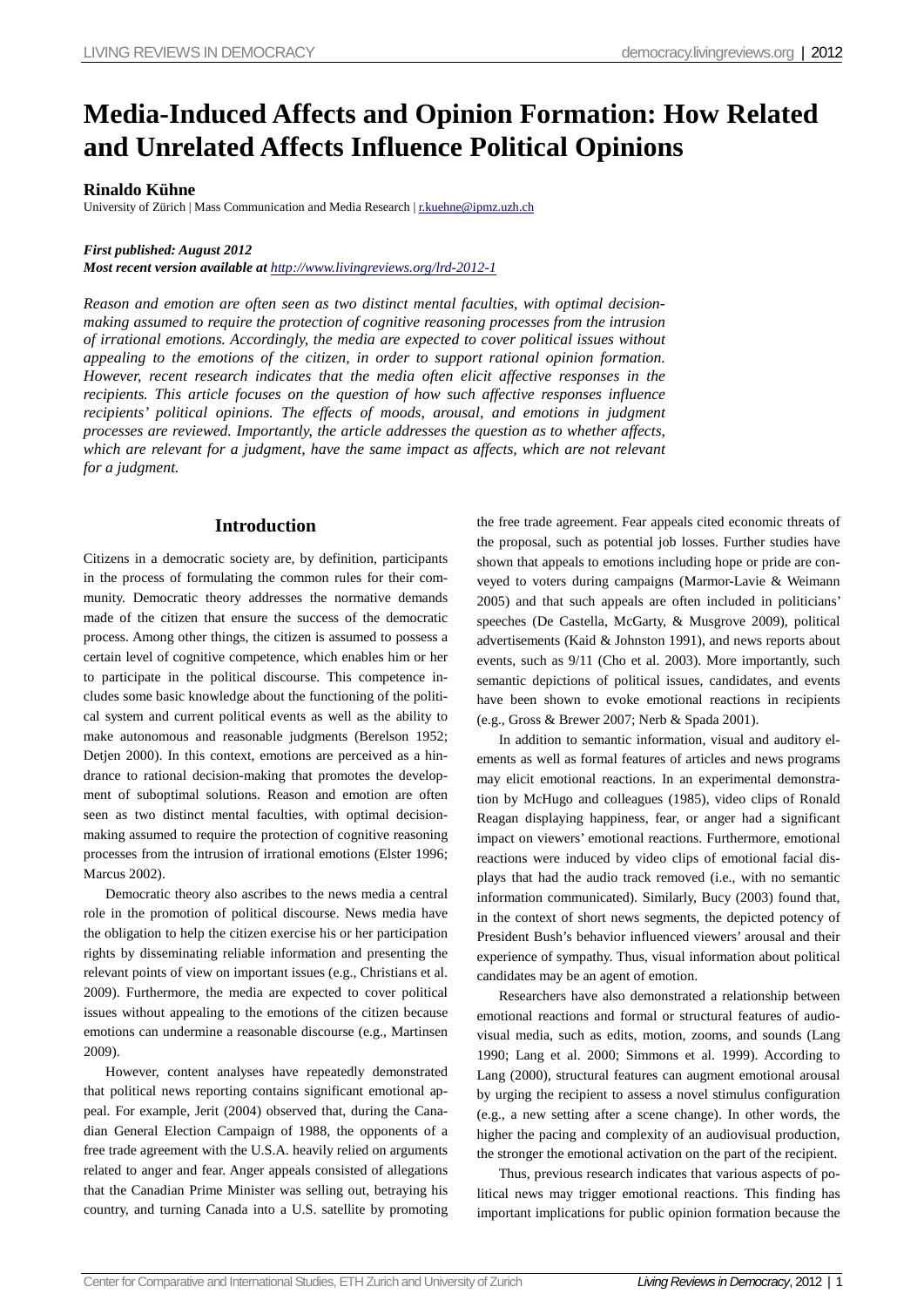# Media-Induced Affects and Opinion Formation: How Related and Unrelated Affects Influence Political Opinions

**Rinaldo Kühne**

University of Zürich | Mass Communication and Media Research | r.kuehne@ipmz.uzh.ch

***First published: August 2012***

***Most recent version available at http://www.livingreviews.org/lrd-2012-1***

*Reason and emotion are often seen as two distinct mental faculties, with optimal decision-making assumed to require the protection of cognitive reasoning processes from the intrusion of irrational emotions. Accordingly, the media are expected to cover political issues without appealing to the emotions of the citizen, in order to support rational opinion formation. However, recent research indicates that the media often elicit affective responses in the recipients. This article focuses on the question of how such affective responses influence recipients' political opinions. The effects of moods, arousal, and emotions in judgment processes are reviewed. Importantly, the article addresses the question as to whether affects, which are relevant for a judgment, have the same impact as affects, which are not relevant for a judgment.*

## Introduction

Citizens in a democratic society are, by definition, participants in the process of formulating the common rules for their community. Democratic theory addresses the normative demands made of the citizen that ensure the success of the democratic process. Among other things, the citizen is assumed to possess a certain level of cognitive competence, which enables him or her to participate in the political discourse. This competence includes some basic knowledge about the functioning of the political system and current political events as well as the ability to make autonomous and reasonable judgments (Berelson 1952; Detjen 2000). In this context, emotions are perceived as a hindrance to rational decision-making that promotes the development of suboptimal solutions. Reason and emotion are often seen as two distinct mental faculties, with optimal decision-making assumed to require the protection of cognitive reasoning processes from the intrusion of irrational emotions (Elster 1996; Marcus 2002).

Democratic theory also ascribes to the news media a central role in the promotion of political discourse. News media have the obligation to help the citizen exercise his or her participation rights by disseminating reliable information and presenting the relevant points of view on important issues (e.g., Christians et al. 2009). Furthermore, the media are expected to cover political issues without appealing to the emotions of the citizen because emotions can undermine a reasonable discourse (e.g., Martinsen 2009).

However, content analyses have repeatedly demonstrated that political news reporting contains significant emotional appeal. For example, Jerit (2004) observed that, during the Canadian General Election Campaign of 1988, the opponents of a free trade agreement with the U.S.A. heavily relied on arguments related to anger and fear. Anger appeals consisted of allegations that the Canadian Prime Minister was selling out, betraying his country, and turning Canada into a U.S. satellite by promoting the free trade agreement. Fear appeals cited economic threats of the proposal, such as potential job losses. Further studies have shown that appeals to emotions including hope or pride are conveyed to voters during campaigns (Marmor-Lavie & Weimann 2005) and that such appeals are often included in politicians' speeches (De Castella, McGarty, & Musgrove 2009), political advertisements (Kaid & Johnston 1991), and news reports about events, such as 9/11 (Cho et al. 2003). More importantly, such semantic depictions of political issues, candidates, and events have been shown to evoke emotional reactions in recipients (e.g., Gross & Brewer 2007; Nerb & Spada 2001).

In addition to semantic information, visual and auditory elements as well as formal features of articles and news programs may elicit emotional reactions. In an experimental demonstration by McHugo and colleagues (1985), video clips of Ronald Reagan displaying happiness, fear, or anger had a significant impact on viewers' emotional reactions. Furthermore, emotional reactions were induced by video clips of emotional facial displays that had the audio track removed (i.e., with no semantic information communicated). Similarly, Bucy (2003) found that, in the context of short news segments, the depicted potency of President Bush's behavior influenced viewers' arousal and their experience of sympathy. Thus, visual information about political candidates may be an agent of emotion.

Researchers have also demonstrated a relationship between emotional reactions and formal or structural features of audiovisual media, such as edits, motion, zooms, and sounds (Lang 1990; Lang et al. 2000; Simmons et al. 1999). According to Lang (2000), structural features can augment emotional arousal by urging the recipient to assess a novel stimulus configuration (e.g., a new setting after a scene change). In other words, the higher the pacing and complexity of an audiovisual production, the stronger the emotional activation on the part of the recipient.

Thus, previous research indicates that various aspects of political news may trigger emotional reactions. This finding has important implications for public opinion formation because the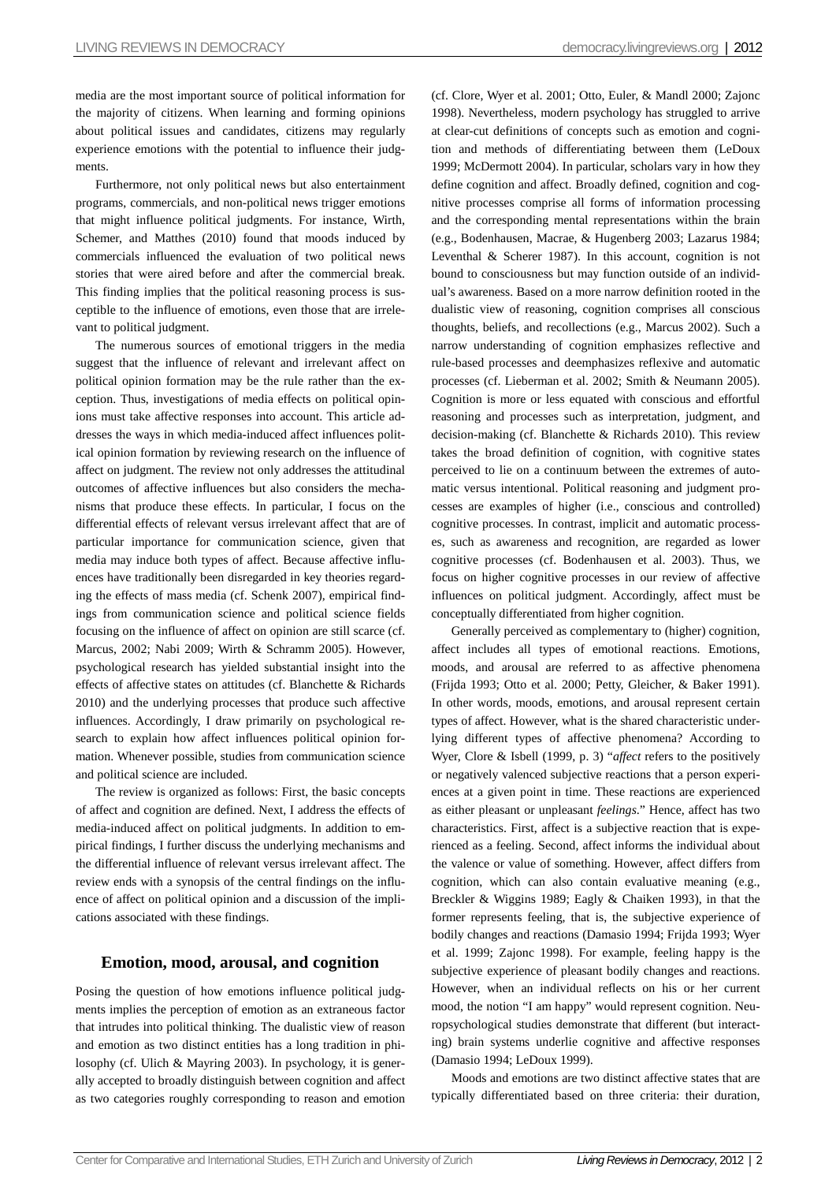media are the most important source of political information for the majority of citizens. When learning and forming opinions about political issues and candidates, citizens may regularly experience emotions with the potential to influence their judgments.

Furthermore, not only political news but also entertainment programs, commercials, and non-political news trigger emotions that might influence political judgments. For instance, Wirth, Schemer, and Matthes (2010) found that moods induced by commercials influenced the evaluation of two political news stories that were aired before and after the commercial break. This finding implies that the political reasoning process is susceptible to the influence of emotions, even those that are irrelevant to political judgment.

The numerous sources of emotional triggers in the media suggest that the influence of relevant and irrelevant affect on political opinion formation may be the rule rather than the exception. Thus, investigations of media effects on political opinions must take affective responses into account. This article addresses the ways in which media-induced affect influences political opinion formation by reviewing research on the influence of affect on judgment. The review not only addresses the attitudinal outcomes of affective influences but also considers the mechanisms that produce these effects. In particular, I focus on the differential effects of relevant versus irrelevant affect that are of particular importance for communication science, given that media may induce both types of affect. Because affective influences have traditionally been disregarded in key theories regarding the effects of mass media (cf. Schenk 2007), empirical findings from communication science and political science fields focusing on the influence of affect on opinion are still scarce (cf. Marcus, 2002; Nabi 2009; Wirth & Schramm 2005). However, psychological research has yielded substantial insight into the effects of affective states on attitudes (cf. Blanchette & Richards 2010) and the underlying processes that produce such affective influences. Accordingly, I draw primarily on psychological research to explain how affect influences political opinion formation. Whenever possible, studies from communication science and political science are included.

The review is organized as follows: First, the basic concepts of affect and cognition are defined. Next, I address the effects of media-induced affect on political judgments. In addition to empirical findings, I further discuss the underlying mechanisms and the differential influence of relevant versus irrelevant affect. The review ends with a synopsis of the central findings on the influence of affect on political opinion and a discussion of the implications associated with these findings.

## Emotion, mood, arousal, and cognition

Posing the question of how emotions influence political judgments implies the perception of emotion as an extraneous factor that intrudes into political thinking. The dualistic view of reason and emotion as two distinct entities has a long tradition in philosophy (cf. Ulich & Mayring 2003). In psychology, it is generally accepted to broadly distinguish between cognition and affect as two categories roughly corresponding to reason and emotion (cf. Clore, Wyer et al. 2001; Otto, Euler, & Mandl 2000; Zajonc 1998). Nevertheless, modern psychology has struggled to arrive at clear-cut definitions of concepts such as emotion and cognition and methods of differentiating between them (LeDoux 1999; McDermott 2004). In particular, scholars vary in how they define cognition and affect. Broadly defined, cognition and cognitive processes comprise all forms of information processing and the corresponding mental representations within the brain (e.g., Bodenhausen, Macrae, & Hugenberg 2003; Lazarus 1984; Leventhal & Scherer 1987). In this account, cognition is not bound to consciousness but may function outside of an individual's awareness. Based on a more narrow definition rooted in the dualistic view of reasoning, cognition comprises all conscious thoughts, beliefs, and recollections (e.g., Marcus 2002). Such a narrow understanding of cognition emphasizes reflective and rule-based processes and deemphasizes reflexive and automatic processes (cf. Lieberman et al. 2002; Smith & Neumann 2005). Cognition is more or less equated with conscious and effortful reasoning and processes such as interpretation, judgment, and decision-making (cf. Blanchette & Richards 2010). This review takes the broad definition of cognition, with cognitive states perceived to lie on a continuum between the extremes of automatic versus intentional. Political reasoning and judgment processes are examples of higher (i.e., conscious and controlled) cognitive processes. In contrast, implicit and automatic processes, such as awareness and recognition, are regarded as lower cognitive processes (cf. Bodenhausen et al. 2003). Thus, we focus on higher cognitive processes in our review of affective influences on political judgment. Accordingly, affect must be conceptually differentiated from higher cognition.

Generally perceived as complementary to (higher) cognition, affect includes all types of emotional reactions. Emotions, moods, and arousal are referred to as affective phenomena (Frijda 1993; Otto et al. 2000; Petty, Gleicher, & Baker 1991). In other words, moods, emotions, and arousal represent certain types of affect. However, what is the shared characteristic underlying different types of affective phenomena? According to Wyer, Clore & Isbell (1999, p. 3) "*affect* refers to the positively or negatively valenced subjective reactions that a person experiences at a given point in time. These reactions are experienced as either pleasant or unpleasant *feelings*." Hence, affect has two characteristics. First, affect is a subjective reaction that is experienced as a feeling. Second, affect informs the individual about the valence or value of something. However, affect differs from cognition, which can also contain evaluative meaning (e.g., Breckler & Wiggins 1989; Eagly & Chaiken 1993), in that the former represents feeling, that is, the subjective experience of bodily changes and reactions (Damasio 1994; Frijda 1993; Wyer et al. 1999; Zajonc 1998). For example, feeling happy is the subjective experience of pleasant bodily changes and reactions. However, when an individual reflects on his or her current mood, the notion "I am happy" would represent cognition. Neuropsychological studies demonstrate that different (but interacting) brain systems underlie cognitive and affective responses (Damasio 1994; LeDoux 1999).

Moods and emotions are two distinct affective states that are typically differentiated based on three criteria: their duration,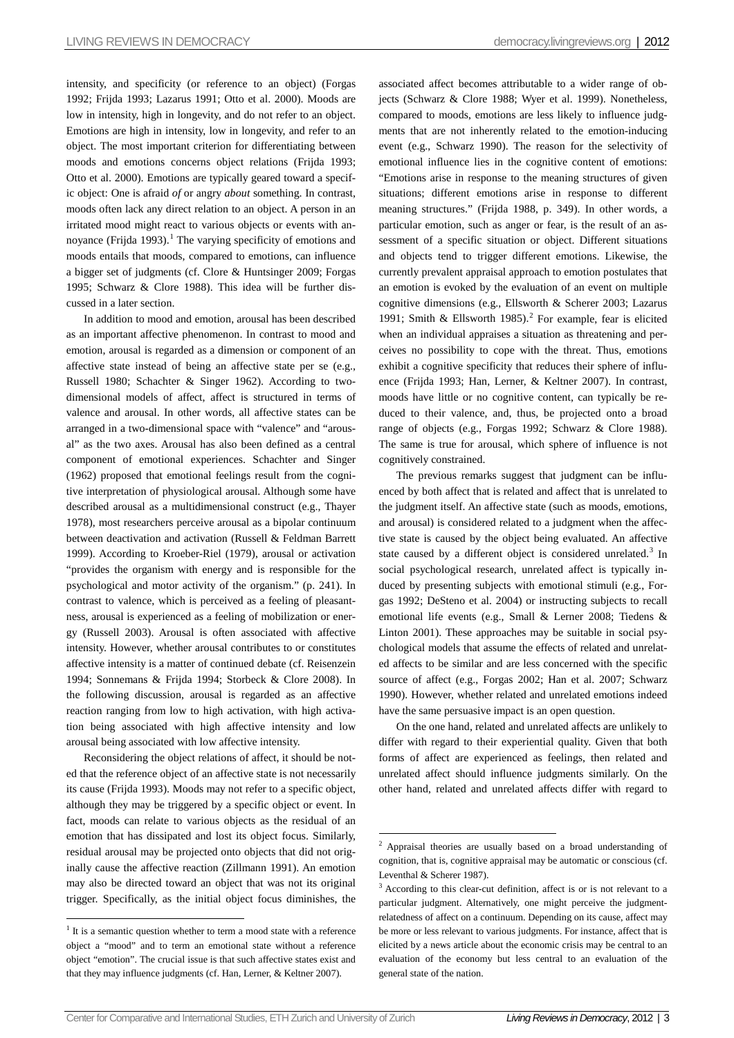intensity, and specificity (or reference to an object) (Forgas 1992; Frijda 1993; Lazarus 1991; Otto et al. 2000). Moods are low in intensity, high in longevity, and do not refer to an object. Emotions are high in intensity, low in longevity, and refer to an object. The most important criterion for differentiating between moods and emotions concerns object relations (Frijda 1993; Otto et al. 2000). Emotions are typically geared toward a specific object: One is afraid *of* or angry *about* something. In contrast, moods often lack any direct relation to an object. A person in an irritated mood might react to various objects or events with annoyance (Frijda 1993).[1] The varying specificity of emotions and moods entails that moods, compared to emotions, can influence a bigger set of judgments (cf. Clore & Huntsinger 2009; Forgas 1995; Schwarz & Clore 1988). This idea will be further discussed in a later section.

In addition to mood and emotion, arousal has been described as an important affective phenomenon. In contrast to mood and emotion, arousal is regarded as a dimension or component of an affective state instead of being an affective state per se (e.g., Russell 1980; Schachter & Singer 1962). According to two-dimensional models of affect, affect is structured in terms of valence and arousal. In other words, all affective states can be arranged in a two-dimensional space with "valence" and "arousal" as the two axes. Arousal has also been defined as a central component of emotional experiences. Schachter and Singer (1962) proposed that emotional feelings result from the cognitive interpretation of physiological arousal. Although some have described arousal as a multidimensional construct (e.g., Thayer 1978), most researchers perceive arousal as a bipolar continuum between deactivation and activation (Russell & Feldman Barrett 1999). According to Kroeber-Riel (1979), arousal or activation "provides the organism with energy and is responsible for the psychological and motor activity of the organism." (p. 241). In contrast to valence, which is perceived as a feeling of pleasantness, arousal is experienced as a feeling of mobilization or energy (Russell 2003). Arousal is often associated with affective intensity. However, whether arousal contributes to or constitutes affective intensity is a matter of continued debate (cf. Reisenzein 1994; Sonnemans & Frijda 1994; Storbeck & Clore 2008). In the following discussion, arousal is regarded as an affective reaction ranging from low to high activation, with high activation being associated with high affective intensity and low arousal being associated with low affective intensity.

Reconsidering the object relations of affect, it should be noted that the reference object of an affective state is not necessarily its cause (Frijda 1993). Moods may not refer to a specific object, although they may be triggered by a specific object or event. In fact, moods can relate to various objects as the residual of an emotion that has dissipated and lost its object focus. Similarly, residual arousal may be projected onto objects that did not originally cause the affective reaction (Zillmann 1991). An emotion may also be directed toward an object that was not its original trigger. Specifically, as the initial object focus diminishes, the associated affect becomes attributable to a wider range of objects (Schwarz & Clore 1988; Wyer et al. 1999). Nonetheless, compared to moods, emotions are less likely to influence judgments that are not inherently related to the emotion-inducing event (e.g., Schwarz 1990). The reason for the selectivity of emotional influence lies in the cognitive content of emotions: "Emotions arise in response to the meaning structures of given situations; different emotions arise in response to different meaning structures." (Frijda 1988, p. 349). In other words, a particular emotion, such as anger or fear, is the result of an assessment of a specific situation or object. Different situations and objects tend to trigger different emotions. Likewise, the currently prevalent appraisal approach to emotion postulates that an emotion is evoked by the evaluation of an event on multiple cognitive dimensions (e.g., Ellsworth & Scherer 2003; Lazarus 1991; Smith & Ellsworth 1985).[2] For example, fear is elicited when an individual appraises a situation as threatening and perceives no possibility to cope with the threat. Thus, emotions exhibit a cognitive specificity that reduces their sphere of influence (Frijda 1993; Han, Lerner, & Keltner 2007). In contrast, moods have little or no cognitive content, can typically be reduced to their valence, and, thus, be projected onto a broad range of objects (e.g., Forgas 1992; Schwarz & Clore 1988). The same is true for arousal, which sphere of influence is not cognitively constrained.

The previous remarks suggest that judgment can be influenced by both affect that is related and affect that is unrelated to the judgment itself. An affective state (such as moods, emotions, and arousal) is considered related to a judgment when the affective state is caused by the object being evaluated. An affective state caused by a different object is considered unrelated.[3] In social psychological research, unrelated affect is typically induced by presenting subjects with emotional stimuli (e.g., Forgas 1992; DeSteno et al. 2004) or instructing subjects to recall emotional life events (e.g., Small & Lerner 2008; Tiedens & Linton 2001). These approaches may be suitable in social psychological models that assume the effects of related and unrelated affects to be similar and are less concerned with the specific source of affect (e.g., Forgas 2002; Han et al. 2007; Schwarz 1990). However, whether related and unrelated emotions indeed have the same persuasive impact is an open question.

On the one hand, related and unrelated affects are unlikely to differ with regard to their experiential quality. Given that both forms of affect are experienced as feelings, then related and unrelated affect should influence judgments similarly. On the other hand, related and unrelated affects differ with regard to

[1] It is a semantic question whether to term a mood state with a reference object a "mood" and to term an emotional state without a reference object "emotion". The crucial issue is that such affective states exist and that they may influence judgments (cf. Han, Lerner, & Keltner 2007).

[2] Appraisal theories are usually based on a broad understanding of cognition, that is, cognitive appraisal may be automatic or conscious (cf. Leventhal & Scherer 1987).

[3] According to this clear-cut definition, affect is or is not relevant to a particular judgment. Alternatively, one might perceive the judgment-relatedness of affect on a continuum. Depending on its cause, affect may be more or less relevant to various judgments. For instance, affect that is elicited by a news article about the economic crisis may be central to an evaluation of the economy but less central to an evaluation of the general state of the nation.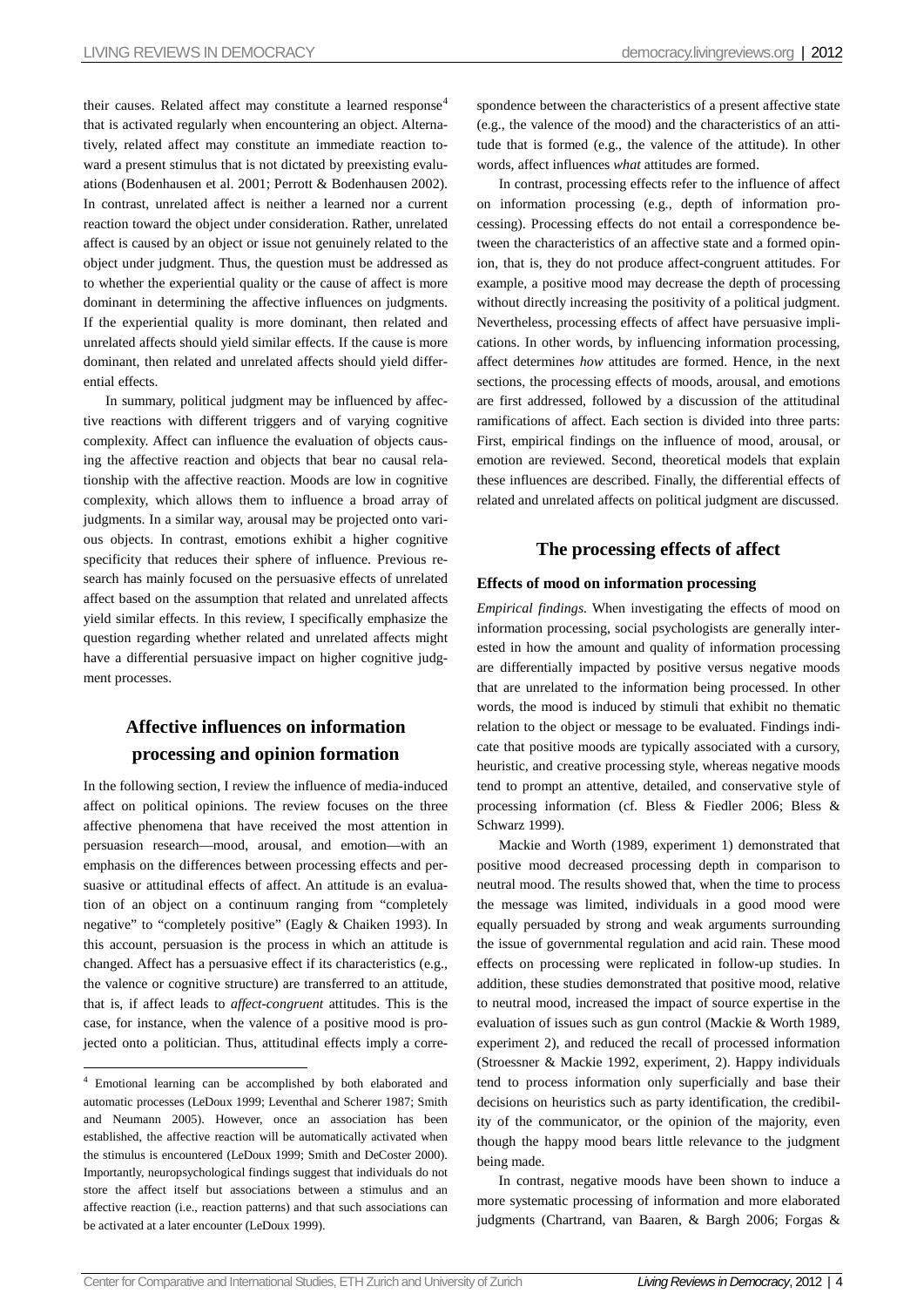their causes. Related affect may constitute a learned response[4] that is activated regularly when encountering an object. Alternatively, related affect may constitute an immediate reaction toward a present stimulus that is not dictated by preexisting evaluations (Bodenhausen et al. 2001; Perrott & Bodenhausen 2002). In contrast, unrelated affect is neither a learned nor a current reaction toward the object under consideration. Rather, unrelated affect is caused by an object or issue not genuinely related to the object under judgment. Thus, the question must be addressed as to whether the experiential quality or the cause of affect is more dominant in determining the affective influences on judgments. If the experiential quality is more dominant, then related and unrelated affects should yield similar effects. If the cause is more dominant, then related and unrelated affects should yield differential effects.

In summary, political judgment may be influenced by affective reactions with different triggers and of varying cognitive complexity. Affect can influence the evaluation of objects causing the affective reaction and objects that bear no causal relationship with the affective reaction. Moods are low in cognitive complexity, which allows them to influence a broad array of judgments. In a similar way, arousal may be projected onto various objects. In contrast, emotions exhibit a higher cognitive specificity that reduces their sphere of influence. Previous research has mainly focused on the persuasive effects of unrelated affect based on the assumption that related and unrelated affects yield similar effects. In this review, I specifically emphasize the question regarding whether related and unrelated affects might have a differential persuasive impact on higher cognitive judgment processes.

## Affective influences on information processing and opinion formation

In the following section, I review the influence of media-induced affect on political opinions. The review focuses on the three affective phenomena that have received the most attention in persuasion research—mood, arousal, and emotion—with an emphasis on the differences between processing effects and persuasive or attitudinal effects of affect. An attitude is an evaluation of an object on a continuum ranging from "completely negative" to "completely positive" (Eagly & Chaiken 1993). In this account, persuasion is the process in which an attitude is changed. Affect has a persuasive effect if its characteristics (e.g., the valence or cognitive structure) are transferred to an attitude, that is, if affect leads to *affect-congruent* attitudes. This is the case, for instance, when the valence of a positive mood is projected onto a politician. Thus, attitudinal effects imply a correspondence between the characteristics of a present affective state (e.g., the valence of the mood) and the characteristics of an attitude that is formed (e.g., the valence of the attitude). In other words, affect influences *what* attitudes are formed.

In contrast, processing effects refer to the influence of affect on information processing (e.g., depth of information processing). Processing effects do not entail a correspondence between the characteristics of an affective state and a formed opinion, that is, they do not produce affect-congruent attitudes. For example, a positive mood may decrease the depth of processing without directly increasing the positivity of a political judgment. Nevertheless, processing effects of affect have persuasive implications. In other words, by influencing information processing, affect determines *how* attitudes are formed. Hence, in the next sections, the processing effects of moods, arousal, and emotions are first addressed, followed by a discussion of the attitudinal ramifications of affect. Each section is divided into three parts: First, empirical findings on the influence of mood, arousal, or emotion are reviewed. Second, theoretical models that explain these influences are described. Finally, the differential effects of related and unrelated affects on political judgment are discussed.

## The processing effects of affect

### Effects of mood on information processing

*Empirical findings.* When investigating the effects of mood on information processing, social psychologists are generally interested in how the amount and quality of information processing are differentially impacted by positive versus negative moods that are unrelated to the information being processed. In other words, the mood is induced by stimuli that exhibit no thematic relation to the object or message to be evaluated. Findings indicate that positive moods are typically associated with a cursory, heuristic, and creative processing style, whereas negative moods tend to prompt an attentive, detailed, and conservative style of processing information (cf. Bless & Fiedler 2006; Bless & Schwarz 1999).

Mackie and Worth (1989, experiment 1) demonstrated that positive mood decreased processing depth in comparison to neutral mood. The results showed that, when the time to process the message was limited, individuals in a good mood were equally persuaded by strong and weak arguments surrounding the issue of governmental regulation and acid rain. These mood effects on processing were replicated in follow-up studies. In addition, these studies demonstrated that positive mood, relative to neutral mood, increased the impact of source expertise in the evaluation of issues such as gun control (Mackie & Worth 1989, experiment 2), and reduced the recall of processed information (Stroessner & Mackie 1992, experiment, 2). Happy individuals tend to process information only superficially and base their decisions on heuristics such as party identification, the credibility of the communicator, or the opinion of the majority, even though the happy mood bears little relevance to the judgment being made.

In contrast, negative moods have been shown to induce a more systematic processing of information and more elaborated judgments (Chartrand, van Baaren, & Bargh 2006; Forgas &

[4] Emotional learning can be accomplished by both elaborated and automatic processes (LeDoux 1999; Leventhal and Scherer 1987; Smith and Neumann 2005). However, once an association has been established, the affective reaction will be automatically activated when the stimulus is encountered (LeDoux 1999; Smith and DeCoster 2000). Importantly, neuropsychological findings suggest that individuals do not store the affect itself but associations between a stimulus and an affective reaction (i.e., reaction patterns) and that such associations can be activated at a later encounter (LeDoux 1999).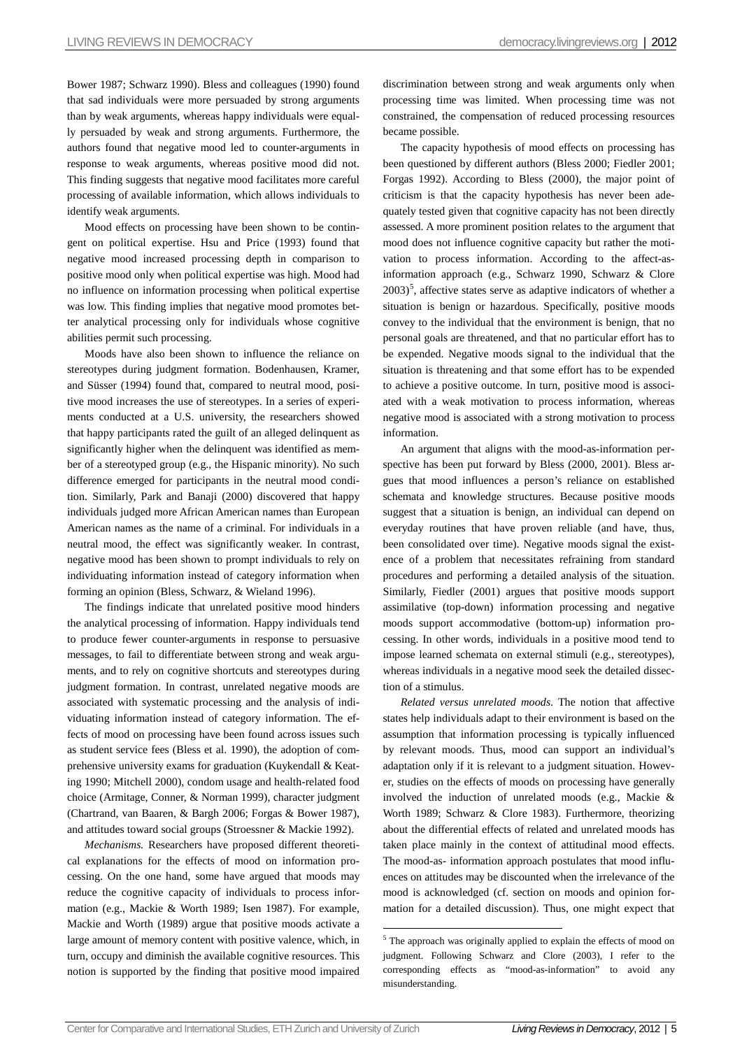Bower 1987; Schwarz 1990). Bless and colleagues (1990) found that sad individuals were more persuaded by strong arguments than by weak arguments, whereas happy individuals were equally persuaded by weak and strong arguments. Furthermore, the authors found that negative mood led to counter-arguments in response to weak arguments, whereas positive mood did not. This finding suggests that negative mood facilitates more careful processing of available information, which allows individuals to identify weak arguments.

Mood effects on processing have been shown to be contingent on political expertise. Hsu and Price (1993) found that negative mood increased processing depth in comparison to positive mood only when political expertise was high. Mood had no influence on information processing when political expertise was low. This finding implies that negative mood promotes better analytical processing only for individuals whose cognitive abilities permit such processing.

Moods have also been shown to influence the reliance on stereotypes during judgment formation. Bodenhausen, Kramer, and Süsser (1994) found that, compared to neutral mood, positive mood increases the use of stereotypes. In a series of experiments conducted at a U.S. university, the researchers showed that happy participants rated the guilt of an alleged delinquent as significantly higher when the delinquent was identified as member of a stereotyped group (e.g., the Hispanic minority). No such difference emerged for participants in the neutral mood condition. Similarly, Park and Banaji (2000) discovered that happy individuals judged more African American names than European American names as the name of a criminal. For individuals in a neutral mood, the effect was significantly weaker. In contrast, negative mood has been shown to prompt individuals to rely on individuating information instead of category information when forming an opinion (Bless, Schwarz, & Wieland 1996).

The findings indicate that unrelated positive mood hinders the analytical processing of information. Happy individuals tend to produce fewer counter-arguments in response to persuasive messages, to fail to differentiate between strong and weak arguments, and to rely on cognitive shortcuts and stereotypes during judgment formation. In contrast, unrelated negative moods are associated with systematic processing and the analysis of individuating information instead of category information. The effects of mood on processing have been found across issues such as student service fees (Bless et al. 1990), the adoption of comprehensive university exams for graduation (Kuykendall & Keating 1990; Mitchell 2000), condom usage and health-related food choice (Armitage, Conner, & Norman 1999), character judgment (Chartrand, van Baaren, & Bargh 2006; Forgas & Bower 1987), and attitudes toward social groups (Stroessner & Mackie 1992).

*Mechanisms.* Researchers have proposed different theoretical explanations for the effects of mood on information processing. On the one hand, some have argued that moods may reduce the cognitive capacity of individuals to process information (e.g., Mackie & Worth 1989; Isen 1987). For example, Mackie and Worth (1989) argue that positive moods activate a large amount of memory content with positive valence, which, in turn, occupy and diminish the available cognitive resources. This notion is supported by the finding that positive mood impaired discrimination between strong and weak arguments only when processing time was limited. When processing time was not constrained, the compensation of reduced processing resources became possible.

The capacity hypothesis of mood effects on processing has been questioned by different authors (Bless 2000; Fiedler 2001; Forgas 1992). According to Bless (2000), the major point of criticism is that the capacity hypothesis has never been adequately tested given that cognitive capacity has not been directly assessed. A more prominent position relates to the argument that mood does not influence cognitive capacity but rather the motivation to process information. According to the affect-as-information approach (e.g., Schwarz 1990, Schwarz & Clore 2003)[5], affective states serve as adaptive indicators of whether a situation is benign or hazardous. Specifically, positive moods convey to the individual that the environment is benign, that no personal goals are threatened, and that no particular effort has to be expended. Negative moods signal to the individual that the situation is threatening and that some effort has to be expended to achieve a positive outcome. In turn, positive mood is associated with a weak motivation to process information, whereas negative mood is associated with a strong motivation to process information.

An argument that aligns with the mood-as-information perspective has been put forward by Bless (2000, 2001). Bless argues that mood influences a person's reliance on established schemata and knowledge structures. Because positive moods suggest that a situation is benign, an individual can depend on everyday routines that have proven reliable (and have, thus, been consolidated over time). Negative moods signal the existence of a problem that necessitates refraining from standard procedures and performing a detailed analysis of the situation. Similarly, Fiedler (2001) argues that positive moods support assimilative (top-down) information processing and negative moods support accommodative (bottom-up) information processing. In other words, individuals in a positive mood tend to impose learned schemata on external stimuli (e.g., stereotypes), whereas individuals in a negative mood seek the detailed dissection of a stimulus.

*Related versus unrelated moods.* The notion that affective states help individuals adapt to their environment is based on the assumption that information processing is typically influenced by relevant moods. Thus, mood can support an individual's adaptation only if it is relevant to a judgment situation. However, studies on the effects of moods on processing have generally involved the induction of unrelated moods (e.g., Mackie & Worth 1989; Schwarz & Clore 1983). Furthermore, theorizing about the differential effects of related and unrelated moods has taken place mainly in the context of attitudinal mood effects. The mood-as- information approach postulates that mood influences on attitudes may be discounted when the irrelevance of the mood is acknowledged (cf. section on moods and opinion formation for a detailed discussion). Thus, one might expect that

[5] The approach was originally applied to explain the effects of mood on judgment. Following Schwarz and Clore (2003), I refer to the corresponding effects as "mood-as-information" to avoid any misunderstanding.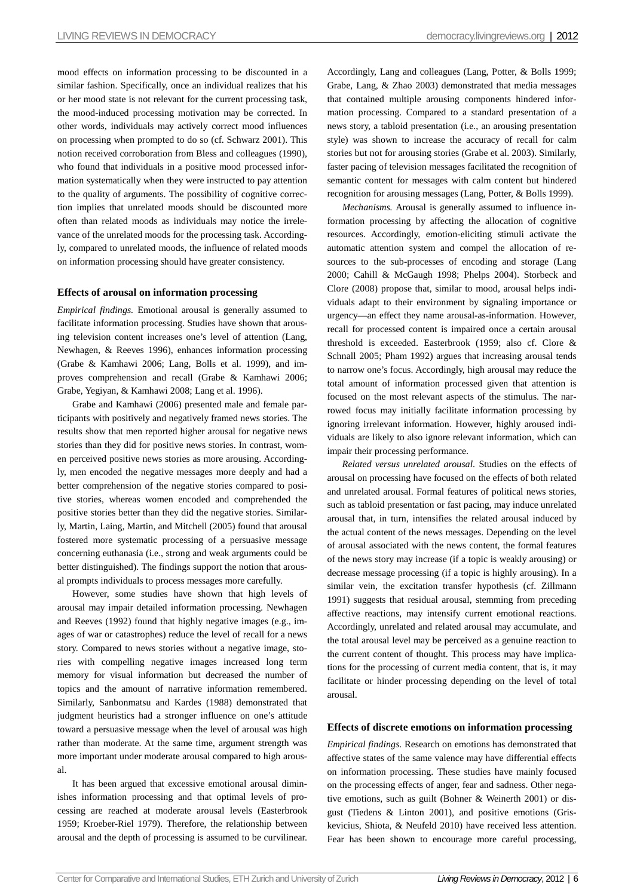mood effects on information processing to be discounted in a similar fashion. Specifically, once an individual realizes that his or her mood state is not relevant for the current processing task, the mood-induced processing motivation may be corrected. In other words, individuals may actively correct mood influences on processing when prompted to do so (cf. Schwarz 2001). This notion received corroboration from Bless and colleagues (1990), who found that individuals in a positive mood processed information systematically when they were instructed to pay attention to the quality of arguments. The possibility of cognitive correction implies that unrelated moods should be discounted more often than related moods as individuals may notice the irrelevance of the unrelated moods for the processing task. Accordingly, compared to unrelated moods, the influence of related moods on information processing should have greater consistency.

### Effects of arousal on information processing

*Empirical findings.* Emotional arousal is generally assumed to facilitate information processing. Studies have shown that arousing television content increases one's level of attention (Lang, Newhagen, & Reeves 1996), enhances information processing (Grabe & Kamhawi 2006; Lang, Bolls et al. 1999), and improves comprehension and recall (Grabe & Kamhawi 2006; Grabe, Yegiyan, & Kamhawi 2008; Lang et al. 1996).

Grabe and Kamhawi (2006) presented male and female participants with positively and negatively framed news stories. The results show that men reported higher arousal for negative news stories than they did for positive news stories. In contrast, women perceived positive news stories as more arousing. Accordingly, men encoded the negative messages more deeply and had a better comprehension of the negative stories compared to positive stories, whereas women encoded and comprehended the positive stories better than they did the negative stories. Similarly, Martin, Laing, Martin, and Mitchell (2005) found that arousal fostered more systematic processing of a persuasive message concerning euthanasia (i.e., strong and weak arguments could be better distinguished). The findings support the notion that arousal prompts individuals to process messages more carefully.

However, some studies have shown that high levels of arousal may impair detailed information processing. Newhagen and Reeves (1992) found that highly negative images (e.g., images of war or catastrophes) reduce the level of recall for a news story. Compared to news stories without a negative image, stories with compelling negative images increased long term memory for visual information but decreased the number of topics and the amount of narrative information remembered. Similarly, Sanbonmatsu and Kardes (1988) demonstrated that judgment heuristics had a stronger influence on one's attitude toward a persuasive message when the level of arousal was high rather than moderate. At the same time, argument strength was more important under moderate arousal compared to high arousal.

It has been argued that excessive emotional arousal diminishes information processing and that optimal levels of processing are reached at moderate arousal levels (Easterbrook 1959; Kroeber-Riel 1979). Therefore, the relationship between arousal and the depth of processing is assumed to be curvilinear. Accordingly, Lang and colleagues (Lang, Potter, & Bolls 1999; Grabe, Lang, & Zhao 2003) demonstrated that media messages that contained multiple arousing components hindered information processing. Compared to a standard presentation of a news story, a tabloid presentation (i.e., an arousing presentation style) was shown to increase the accuracy of recall for calm stories but not for arousing stories (Grabe et al. 2003). Similarly, faster pacing of television messages facilitated the recognition of semantic content for messages with calm content but hindered recognition for arousing messages (Lang, Potter, & Bolls 1999).

*Mechanisms.* Arousal is generally assumed to influence information processing by affecting the allocation of cognitive resources. Accordingly, emotion-eliciting stimuli activate the automatic attention system and compel the allocation of resources to the sub-processes of encoding and storage (Lang 2000; Cahill & McGaugh 1998; Phelps 2004). Storbeck and Clore (2008) propose that, similar to mood, arousal helps individuals adapt to their environment by signaling importance or urgency—an effect they name arousal-as-information. However, recall for processed content is impaired once a certain arousal threshold is exceeded. Easterbrook (1959; also cf. Clore & Schnall 2005; Pham 1992) argues that increasing arousal tends to narrow one's focus. Accordingly, high arousal may reduce the total amount of information processed given that attention is focused on the most relevant aspects of the stimulus. The narrowed focus may initially facilitate information processing by ignoring irrelevant information. However, highly aroused individuals are likely to also ignore relevant information, which can impair their processing performance.

*Related versus unrelated arousal.* Studies on the effects of arousal on processing have focused on the effects of both related and unrelated arousal. Formal features of political news stories, such as tabloid presentation or fast pacing, may induce unrelated arousal that, in turn, intensifies the related arousal induced by the actual content of the news messages. Depending on the level of arousal associated with the news content, the formal features of the news story may increase (if a topic is weakly arousing) or decrease message processing (if a topic is highly arousing). In a similar vein, the excitation transfer hypothesis (cf. Zillmann 1991) suggests that residual arousal, stemming from preceding affective reactions, may intensify current emotional reactions. Accordingly, unrelated and related arousal may accumulate, and the total arousal level may be perceived as a genuine reaction to the current content of thought. This process may have implications for the processing of current media content, that is, it may facilitate or hinder processing depending on the level of total arousal.

### Effects of discrete emotions on information processing

*Empirical findings.* Research on emotions has demonstrated that affective states of the same valence may have differential effects on information processing. These studies have mainly focused on the processing effects of anger, fear and sadness. Other negative emotions, such as guilt (Bohner & Weinerth 2001) or disgust (Tiedens & Linton 2001), and positive emotions (Griskevicius, Shiota, & Neufeld 2010) have received less attention. Fear has been shown to encourage more careful processing,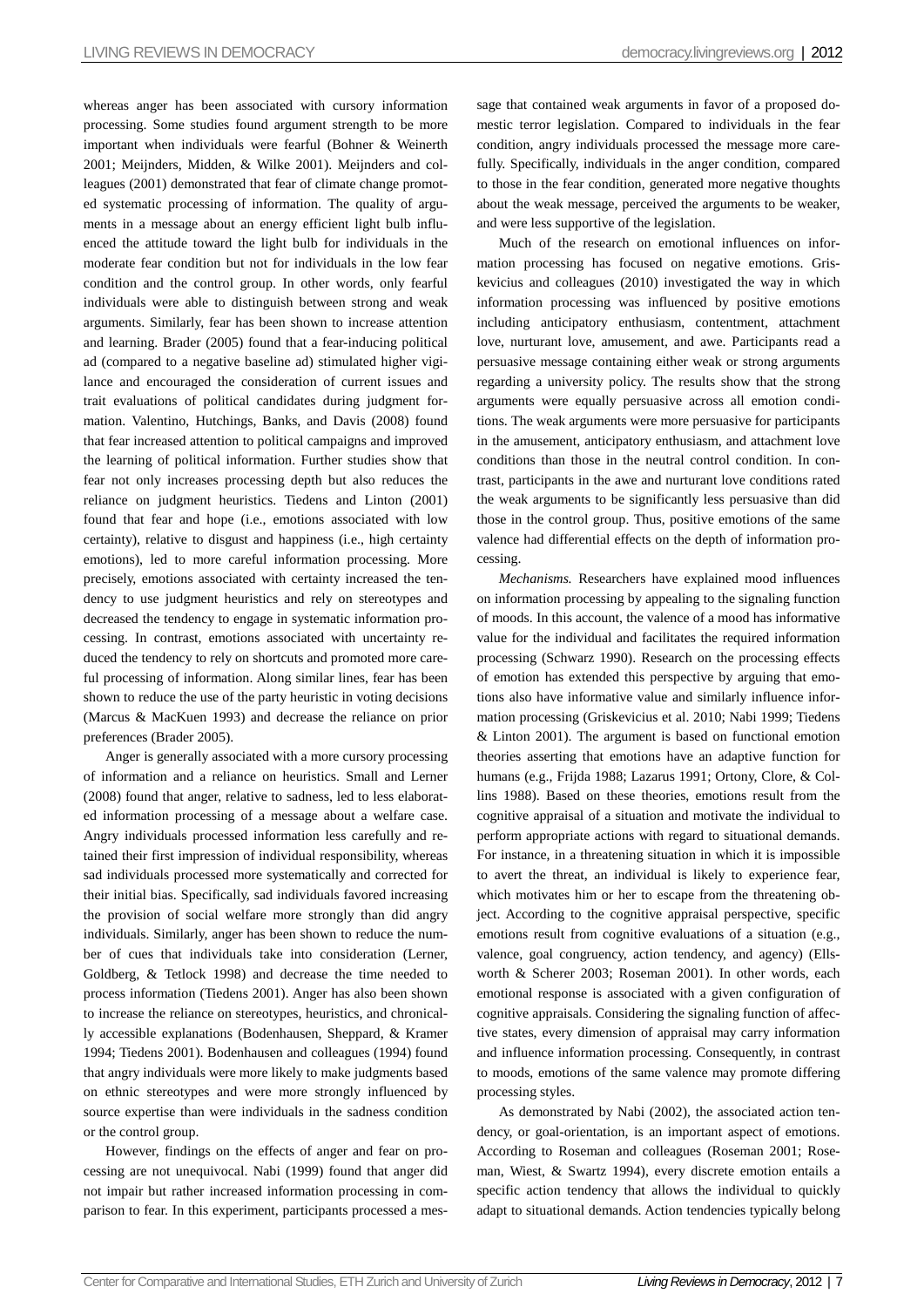whereas anger has been associated with cursory information processing. Some studies found argument strength to be more important when individuals were fearful (Bohner & Weinerth 2001; Meijnders, Midden, & Wilke 2001). Meijnders and colleagues (2001) demonstrated that fear of climate change promoted systematic processing of information. The quality of arguments in a message about an energy efficient light bulb influenced the attitude toward the light bulb for individuals in the moderate fear condition but not for individuals in the low fear condition and the control group. In other words, only fearful individuals were able to distinguish between strong and weak arguments. Similarly, fear has been shown to increase attention and learning. Brader (2005) found that a fear-inducing political ad (compared to a negative baseline ad) stimulated higher vigilance and encouraged the consideration of current issues and trait evaluations of political candidates during judgment formation. Valentino, Hutchings, Banks, and Davis (2008) found that fear increased attention to political campaigns and improved the learning of political information. Further studies show that fear not only increases processing depth but also reduces the reliance on judgment heuristics. Tiedens and Linton (2001) found that fear and hope (i.e., emotions associated with low certainty), relative to disgust and happiness (i.e., high certainty emotions), led to more careful information processing. More precisely, emotions associated with certainty increased the tendency to use judgment heuristics and rely on stereotypes and decreased the tendency to engage in systematic information processing. In contrast, emotions associated with uncertainty reduced the tendency to rely on shortcuts and promoted more careful processing of information. Along similar lines, fear has been shown to reduce the use of the party heuristic in voting decisions (Marcus & MacKuen 1993) and decrease the reliance on prior preferences (Brader 2005).

Anger is generally associated with a more cursory processing of information and a reliance on heuristics. Small and Lerner (2008) found that anger, relative to sadness, led to less elaborated information processing of a message about a welfare case. Angry individuals processed information less carefully and retained their first impression of individual responsibility, whereas sad individuals processed more systematically and corrected for their initial bias. Specifically, sad individuals favored increasing the provision of social welfare more strongly than did angry individuals. Similarly, anger has been shown to reduce the number of cues that individuals take into consideration (Lerner, Goldberg, & Tetlock 1998) and decrease the time needed to process information (Tiedens 2001). Anger has also been shown to increase the reliance on stereotypes, heuristics, and chronically accessible explanations (Bodenhausen, Sheppard, & Kramer 1994; Tiedens 2001). Bodenhausen and colleagues (1994) found that angry individuals were more likely to make judgments based on ethnic stereotypes and were more strongly influenced by source expertise than were individuals in the sadness condition or the control group.

However, findings on the effects of anger and fear on processing are not unequivocal. Nabi (1999) found that anger did not impair but rather increased information processing in comparison to fear. In this experiment, participants processed a message that contained weak arguments in favor of a proposed domestic terror legislation. Compared to individuals in the fear condition, angry individuals processed the message more carefully. Specifically, individuals in the anger condition, compared to those in the fear condition, generated more negative thoughts about the weak message, perceived the arguments to be weaker, and were less supportive of the legislation.

Much of the research on emotional influences on information processing has focused on negative emotions. Griskevicius and colleagues (2010) investigated the way in which information processing was influenced by positive emotions including anticipatory enthusiasm, contentment, attachment love, nurturant love, amusement, and awe. Participants read a persuasive message containing either weak or strong arguments regarding a university policy. The results show that the strong arguments were equally persuasive across all emotion conditions. The weak arguments were more persuasive for participants in the amusement, anticipatory enthusiasm, and attachment love conditions than those in the neutral control condition. In contrast, participants in the awe and nurturant love conditions rated the weak arguments to be significantly less persuasive than did those in the control group. Thus, positive emotions of the same valence had differential effects on the depth of information processing.

*Mechanisms.* Researchers have explained mood influences on information processing by appealing to the signaling function of moods. In this account, the valence of a mood has informative value for the individual and facilitates the required information processing (Schwarz 1990). Research on the processing effects of emotion has extended this perspective by arguing that emotions also have informative value and similarly influence information processing (Griskevicius et al. 2010; Nabi 1999; Tiedens & Linton 2001). The argument is based on functional emotion theories asserting that emotions have an adaptive function for humans (e.g., Frijda 1988; Lazarus 1991; Ortony, Clore, & Collins 1988). Based on these theories, emotions result from the cognitive appraisal of a situation and motivate the individual to perform appropriate actions with regard to situational demands. For instance, in a threatening situation in which it is impossible to avert the threat, an individual is likely to experience fear, which motivates him or her to escape from the threatening object. According to the cognitive appraisal perspective, specific emotions result from cognitive evaluations of a situation (e.g., valence, goal congruency, action tendency, and agency) (Ellsworth & Scherer 2003; Roseman 2001). In other words, each emotional response is associated with a given configuration of cognitive appraisals. Considering the signaling function of affective states, every dimension of appraisal may carry information and influence information processing. Consequently, in contrast to moods, emotions of the same valence may promote differing processing styles.

As demonstrated by Nabi (2002), the associated action tendency, or goal-orientation, is an important aspect of emotions. According to Roseman and colleagues (Roseman 2001; Roseman, Wiest, & Swartz 1994), every discrete emotion entails a specific action tendency that allows the individual to quickly adapt to situational demands. Action tendencies typically belong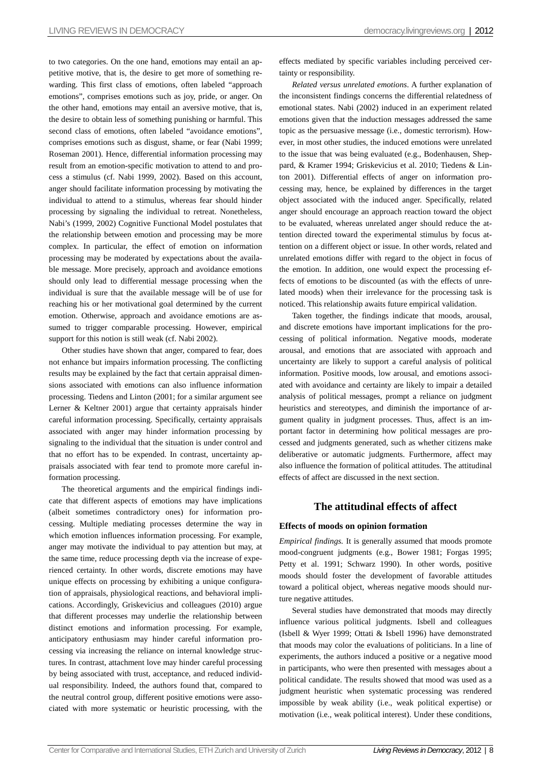to two categories. On the one hand, emotions may entail an appetitive motive, that is, the desire to get more of something rewarding. This first class of emotions, often labeled "approach emotions", comprises emotions such as joy, pride, or anger. On the other hand, emotions may entail an aversive motive, that is, the desire to obtain less of something punishing or harmful. This second class of emotions, often labeled "avoidance emotions", comprises emotions such as disgust, shame, or fear (Nabi 1999; Roseman 2001). Hence, differential information processing may result from an emotion-specific motivation to attend to and process a stimulus (cf. Nabi 1999, 2002). Based on this account, anger should facilitate information processing by motivating the individual to attend to a stimulus, whereas fear should hinder processing by signaling the individual to retreat. Nonetheless, Nabi's (1999, 2002) Cognitive Functional Model postulates that the relationship between emotion and processing may be more complex. In particular, the effect of emotion on information processing may be moderated by expectations about the available message. More precisely, approach and avoidance emotions should only lead to differential message processing when the individual is sure that the available message will be of use for reaching his or her motivational goal determined by the current emotion. Otherwise, approach and avoidance emotions are assumed to trigger comparable processing. However, empirical support for this notion is still weak (cf. Nabi 2002).

Other studies have shown that anger, compared to fear, does not enhance but impairs information processing. The conflicting results may be explained by the fact that certain appraisal dimensions associated with emotions can also influence information processing. Tiedens and Linton (2001; for a similar argument see Lerner & Keltner 2001) argue that certainty appraisals hinder careful information processing. Specifically, certainty appraisals associated with anger may hinder information processing by signaling to the individual that the situation is under control and that no effort has to be expended. In contrast, uncertainty appraisals associated with fear tend to promote more careful information processing.

The theoretical arguments and the empirical findings indicate that different aspects of emotions may have implications (albeit sometimes contradictory ones) for information processing. Multiple mediating processes determine the way in which emotion influences information processing. For example, anger may motivate the individual to pay attention but may, at the same time, reduce processing depth via the increase of experienced certainty. In other words, discrete emotions may have unique effects on processing by exhibiting a unique configuration of appraisals, physiological reactions, and behavioral implications. Accordingly, Griskevicius and colleagues (2010) argue that different processes may underlie the relationship between distinct emotions and information processing. For example, anticipatory enthusiasm may hinder careful information processing via increasing the reliance on internal knowledge structures. In contrast, attachment love may hinder careful processing by being associated with trust, acceptance, and reduced individual responsibility. Indeed, the authors found that, compared to the neutral control group, different positive emotions were associated with more systematic or heuristic processing, with the effects mediated by specific variables including perceived certainty or responsibility.

*Related versus unrelated emotions*. A further explanation of the inconsistent findings concerns the differential relatedness of emotional states. Nabi (2002) induced in an experiment related emotions given that the induction messages addressed the same topic as the persuasive message (i.e., domestic terrorism). However, in most other studies, the induced emotions were unrelated to the issue that was being evaluated (e.g., Bodenhausen, Sheppard, & Kramer 1994; Griskevicius et al. 2010; Tiedens & Linton 2001). Differential effects of anger on information processing may, hence, be explained by differences in the target object associated with the induced anger. Specifically, related anger should encourage an approach reaction toward the object to be evaluated, whereas unrelated anger should reduce the attention directed toward the experimental stimulus by focus attention on a different object or issue. In other words, related and unrelated emotions differ with regard to the object in focus of the emotion. In addition, one would expect the processing effects of emotions to be discounted (as with the effects of unrelated moods) when their irrelevance for the processing task is noticed. This relationship awaits future empirical validation.

Taken together, the findings indicate that moods, arousal, and discrete emotions have important implications for the processing of political information. Negative moods, moderate arousal, and emotions that are associated with approach and uncertainty are likely to support a careful analysis of political information. Positive moods, low arousal, and emotions associated with avoidance and certainty are likely to impair a detailed analysis of political messages, prompt a reliance on judgment heuristics and stereotypes, and diminish the importance of argument quality in judgment processes. Thus, affect is an important factor in determining how political messages are processed and judgments generated, such as whether citizens make deliberative or automatic judgments. Furthermore, affect may also influence the formation of political attitudes. The attitudinal effects of affect are discussed in the next section.

## The attitudinal effects of affect

### Effects of moods on opinion formation

*Empirical findings.* It is generally assumed that moods promote mood-congruent judgments (e.g., Bower 1981; Forgas 1995; Petty et al. 1991; Schwarz 1990). In other words, positive moods should foster the development of favorable attitudes toward a political object, whereas negative moods should nurture negative attitudes.

Several studies have demonstrated that moods may directly influence various political judgments. Isbell and colleagues (Isbell & Wyer 1999; Ottati & Isbell 1996) have demonstrated that moods may color the evaluations of politicians. In a line of experiments, the authors induced a positive or a negative mood in participants, who were then presented with messages about a political candidate. The results showed that mood was used as a judgment heuristic when systematic processing was rendered impossible by weak ability (i.e., weak political expertise) or motivation (i.e., weak political interest). Under these conditions,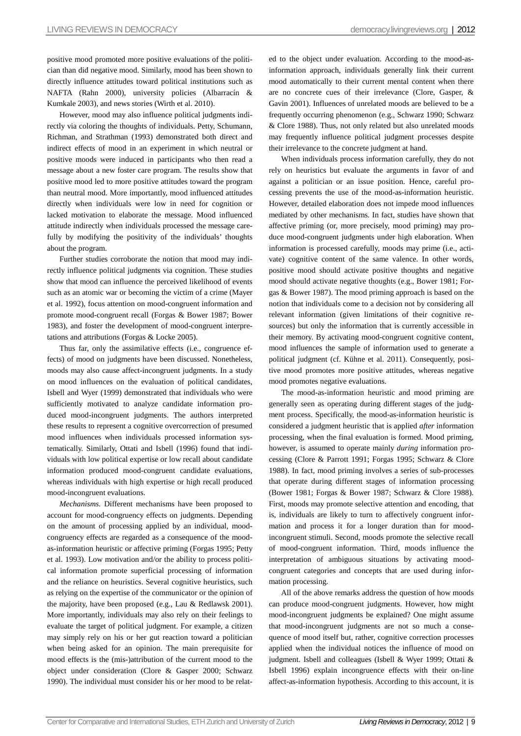positive mood promoted more positive evaluations of the politician than did negative mood. Similarly, mood has been shown to directly influence attitudes toward political institutions such as NAFTA (Rahn 2000), university policies (Albarracín & Kumkale 2003), and news stories (Wirth et al. 2010).

However, mood may also influence political judgments indirectly via coloring the thoughts of individuals. Petty, Schumann, Richman, and Strathman (1993) demonstrated both direct and indirect effects of mood in an experiment in which neutral or positive moods were induced in participants who then read a message about a new foster care program. The results show that positive mood led to more positive attitudes toward the program than neutral mood. More importantly, mood influenced attitudes directly when individuals were low in need for cognition or lacked motivation to elaborate the message. Mood influenced attitude indirectly when individuals processed the message carefully by modifying the positivity of the individuals' thoughts about the program.

Further studies corroborate the notion that mood may indirectly influence political judgments via cognition. These studies show that mood can influence the perceived likelihood of events such as an atomic war or becoming the victim of a crime (Mayer et al. 1992), focus attention on mood-congruent information and promote mood-congruent recall (Forgas & Bower 1987; Bower 1983), and foster the development of mood-congruent interpretations and attributions (Forgas & Locke 2005).

Thus far, only the assimilative effects (i.e., congruence effects) of mood on judgments have been discussed. Nonetheless, moods may also cause affect-incongruent judgments. In a study on mood influences on the evaluation of political candidates, Isbell and Wyer (1999) demonstrated that individuals who were sufficiently motivated to analyze candidate information produced mood-incongruent judgments. The authors interpreted these results to represent a cognitive overcorrection of presumed mood influences when individuals processed information systematically. Similarly, Ottati and Isbell (1996) found that individuals with low political expertise or low recall about candidate information produced mood-congruent candidate evaluations, whereas individuals with high expertise or high recall produced mood-incongruent evaluations.

*Mechanisms.* Different mechanisms have been proposed to account for mood-congruency effects on judgments. Depending on the amount of processing applied by an individual, mood-congruency effects are regarded as a consequence of the mood-as-information heuristic or affective priming (Forgas 1995; Petty et al. 1993). Low motivation and/or the ability to process political information promote superficial processing of information and the reliance on heuristics. Several cognitive heuristics, such as relying on the expertise of the communicator or the opinion of the majority, have been proposed (e.g., Lau & Redlawsk 2001). More importantly, individuals may also rely on their feelings to evaluate the target of political judgment. For example, a citizen may simply rely on his or her gut reaction toward a politician when being asked for an opinion. The main prerequisite for mood effects is the (mis-)attribution of the current mood to the object under consideration (Clore & Gasper 2000; Schwarz 1990). The individual must consider his or her mood to be related to the object under evaluation. According to the mood-as-information approach, individuals generally link their current mood automatically to their current mental content when there are no concrete cues of their irrelevance (Clore, Gasper, & Gavin 2001). Influences of unrelated moods are believed to be a frequently occurring phenomenon (e.g., Schwarz 1990; Schwarz & Clore 1988). Thus, not only related but also unrelated moods may frequently influence political judgment processes despite their irrelevance to the concrete judgment at hand.

When individuals process information carefully, they do not rely on heuristics but evaluate the arguments in favor of and against a politician or an issue position. Hence, careful processing prevents the use of the mood-as-information heuristic. However, detailed elaboration does not impede mood influences mediated by other mechanisms. In fact, studies have shown that affective priming (or, more precisely, mood priming) may produce mood-congruent judgments under high elaboration. When information is processed carefully, moods may prime (i.e., activate) cognitive content of the same valence. In other words, positive mood should activate positive thoughts and negative mood should activate negative thoughts (e.g., Bower 1981; Forgas & Bower 1987). The mood priming approach is based on the notion that individuals come to a decision not by considering all relevant information (given limitations of their cognitive resources) but only the information that is currently accessible in their memory. By activating mood-congruent cognitive content, mood influences the sample of information used to generate a political judgment (cf. Kühne et al. 2011). Consequently, positive mood promotes more positive attitudes, whereas negative mood promotes negative evaluations.

The mood-as-information heuristic and mood priming are generally seen as operating during different stages of the judgment process. Specifically, the mood-as-information heuristic is considered a judgment heuristic that is applied *after* information processing, when the final evaluation is formed. Mood priming, however, is assumed to operate mainly *during* information processing (Clore & Parrott 1991; Forgas 1995; Schwarz & Clore 1988). In fact, mood priming involves a series of sub-processes that operate during different stages of information processing (Bower 1981; Forgas & Bower 1987; Schwarz & Clore 1988). First, moods may promote selective attention and encoding, that is, individuals are likely to turn to affectively congruent information and process it for a longer duration than for mood-incongruent stimuli. Second, moods promote the selective recall of mood-congruent information. Third, moods influence the interpretation of ambiguous situations by activating mood-congruent categories and concepts that are used during information processing.

All of the above remarks address the question of how moods can produce mood-congruent judgments. However, how might mood-incongruent judgments be explained? One might assume that mood-incongruent judgments are not so much a consequence of mood itself but, rather, cognitive correction processes applied when the individual notices the influence of mood on judgment. Isbell and colleagues (Isbell & Wyer 1999; Ottati & Isbell 1996) explain incongruence effects with their on-line affect-as-information hypothesis. According to this account, it is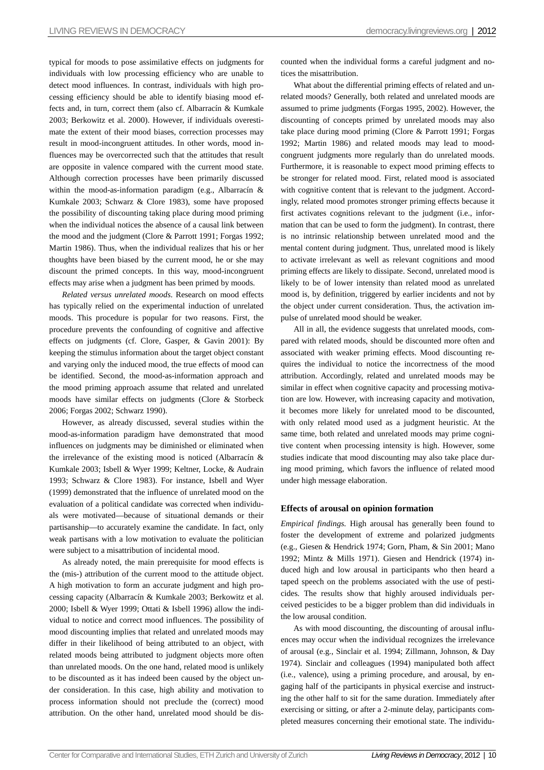typical for moods to pose assimilative effects on judgments for individuals with low processing efficiency who are unable to detect mood influences. In contrast, individuals with high processing efficiency should be able to identify biasing mood effects and, in turn, correct them (also cf. Albarracín & Kumkale 2003; Berkowitz et al. 2000). However, if individuals overestimate the extent of their mood biases, correction processes may result in mood-incongruent attitudes. In other words, mood influences may be overcorrected such that the attitudes that result are opposite in valence compared with the current mood state. Although correction processes have been primarily discussed within the mood-as-information paradigm (e.g., Albarracín & Kumkale 2003; Schwarz & Clore 1983), some have proposed the possibility of discounting taking place during mood priming when the individual notices the absence of a causal link between the mood and the judgment (Clore & Parrott 1991; Forgas 1992; Martin 1986). Thus, when the individual realizes that his or her thoughts have been biased by the current mood, he or she may discount the primed concepts. In this way, mood-incongruent effects may arise when a judgment has been primed by moods.

*Related versus unrelated moods.* Research on mood effects has typically relied on the experimental induction of unrelated moods. This procedure is popular for two reasons. First, the procedure prevents the confounding of cognitive and affective effects on judgments (cf. Clore, Gasper, & Gavin 2001): By keeping the stimulus information about the target object constant and varying only the induced mood, the true effects of mood can be identified. Second, the mood-as-information approach and the mood priming approach assume that related and unrelated moods have similar effects on judgments (Clore & Storbeck 2006; Forgas 2002; Schwarz 1990).

However, as already discussed, several studies within the mood-as-information paradigm have demonstrated that mood influences on judgments may be diminished or eliminated when the irrelevance of the existing mood is noticed (Albarracín & Kumkale 2003; Isbell & Wyer 1999; Keltner, Locke, & Audrain 1993; Schwarz & Clore 1983). For instance, Isbell and Wyer (1999) demonstrated that the influence of unrelated mood on the evaluation of a political candidate was corrected when individuals were motivated—because of situational demands or their partisanship—to accurately examine the candidate. In fact, only weak partisans with a low motivation to evaluate the politician were subject to a misattribution of incidental mood.

As already noted, the main prerequisite for mood effects is the (mis-) attribution of the current mood to the attitude object. A high motivation to form an accurate judgment and high processing capacity (Albarracín & Kumkale 2003; Berkowitz et al. 2000; Isbell & Wyer 1999; Ottati & Isbell 1996) allow the individual to notice and correct mood influences. The possibility of mood discounting implies that related and unrelated moods may differ in their likelihood of being attributed to an object, with related moods being attributed to judgment objects more often than unrelated moods. On the one hand, related mood is unlikely to be discounted as it has indeed been caused by the object under consideration. In this case, high ability and motivation to process information should not preclude the (correct) mood attribution. On the other hand, unrelated mood should be discounted when the individual forms a careful judgment and notices the misattribution.

What about the differential priming effects of related and unrelated moods? Generally, both related and unrelated moods are assumed to prime judgments (Forgas 1995, 2002). However, the discounting of concepts primed by unrelated moods may also take place during mood priming (Clore & Parrott 1991; Forgas 1992; Martin 1986) and related moods may lead to mood-congruent judgments more regularly than do unrelated moods. Furthermore, it is reasonable to expect mood priming effects to be stronger for related mood. First, related mood is associated with cognitive content that is relevant to the judgment. Accordingly, related mood promotes stronger priming effects because it first activates cognitions relevant to the judgment (i.e., information that can be used to form the judgment). In contrast, there is no intrinsic relationship between unrelated mood and the mental content during judgment. Thus, unrelated mood is likely to activate irrelevant as well as relevant cognitions and mood priming effects are likely to dissipate. Second, unrelated mood is likely to be of lower intensity than related mood as unrelated mood is, by definition, triggered by earlier incidents and not by the object under current consideration. Thus, the activation impulse of unrelated mood should be weaker.

All in all, the evidence suggests that unrelated moods, compared with related moods, should be discounted more often and associated with weaker priming effects. Mood discounting requires the individual to notice the incorrectness of the mood attribution. Accordingly, related and unrelated moods may be similar in effect when cognitive capacity and processing motivation are low. However, with increasing capacity and motivation, it becomes more likely for unrelated mood to be discounted, with only related mood used as a judgment heuristic. At the same time, both related and unrelated moods may prime cognitive content when processing intensity is high. However, some studies indicate that mood discounting may also take place during mood priming, which favors the influence of related mood under high message elaboration.

### Effects of arousal on opinion formation

*Empirical findings.* High arousal has generally been found to foster the development of extreme and polarized judgments (e.g., Giesen & Hendrick 1974; Gorn, Pham, & Sin 2001; Mano 1992; Mintz & Mills 1971). Giesen and Hendrick (1974) induced high and low arousal in participants who then heard a taped speech on the problems associated with the use of pesticides. The results show that highly aroused individuals perceived pesticides to be a bigger problem than did individuals in the low arousal condition.

As with mood discounting, the discounting of arousal influences may occur when the individual recognizes the irrelevance of arousal (e.g., Sinclair et al. 1994; Zillmann, Johnson, & Day 1974). Sinclair and colleagues (1994) manipulated both affect (i.e., valence), using a priming procedure, and arousal, by engaging half of the participants in physical exercise and instructing the other half to sit for the same duration. Immediately after exercising or sitting, or after a 2-minute delay, participants completed measures concerning their emotional state. The individu-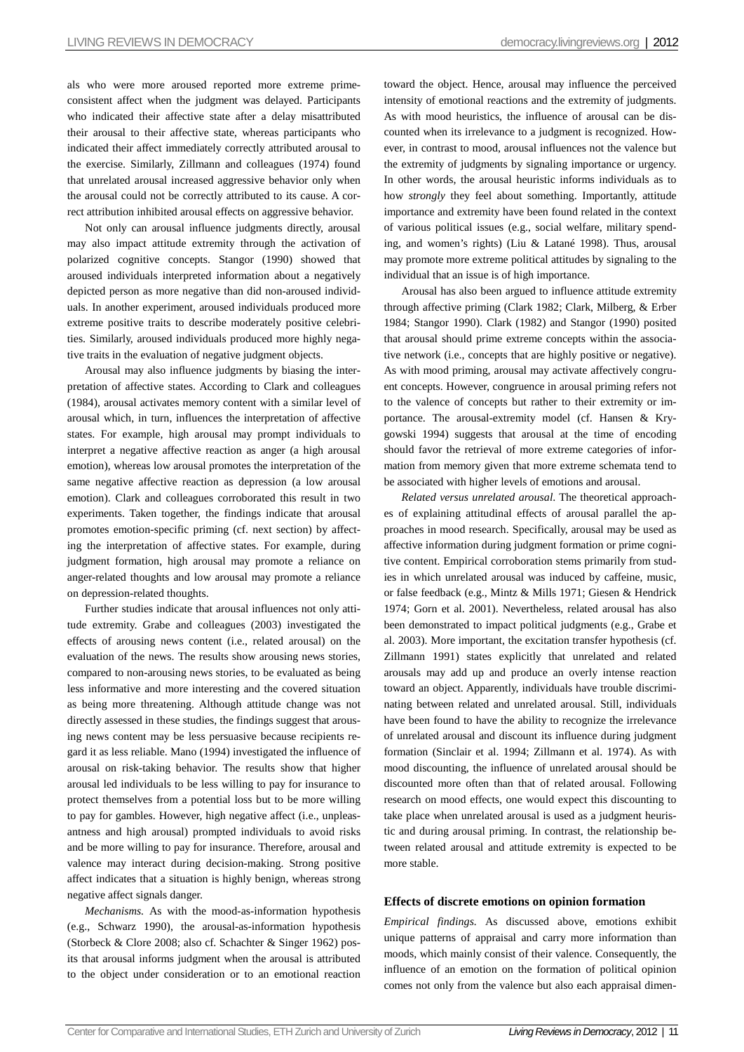als who were more aroused reported more extreme prime-consistent affect when the judgment was delayed. Participants who indicated their affective state after a delay misattributed their arousal to their affective state, whereas participants who indicated their affect immediately correctly attributed arousal to the exercise. Similarly, Zillmann and colleagues (1974) found that unrelated arousal increased aggressive behavior only when the arousal could not be correctly attributed to its cause. A correct attribution inhibited arousal effects on aggressive behavior.

Not only can arousal influence judgments directly, arousal may also impact attitude extremity through the activation of polarized cognitive concepts. Stangor (1990) showed that aroused individuals interpreted information about a negatively depicted person as more negative than did non-aroused individuals. In another experiment, aroused individuals produced more extreme positive traits to describe moderately positive celebrities. Similarly, aroused individuals produced more highly negative traits in the evaluation of negative judgment objects.

Arousal may also influence judgments by biasing the interpretation of affective states. According to Clark and colleagues (1984), arousal activates memory content with a similar level of arousal which, in turn, influences the interpretation of affective states. For example, high arousal may prompt individuals to interpret a negative affective reaction as anger (a high arousal emotion), whereas low arousal promotes the interpretation of the same negative affective reaction as depression (a low arousal emotion). Clark and colleagues corroborated this result in two experiments. Taken together, the findings indicate that arousal promotes emotion-specific priming (cf. next section) by affecting the interpretation of affective states. For example, during judgment formation, high arousal may promote a reliance on anger-related thoughts and low arousal may promote a reliance on depression-related thoughts.

Further studies indicate that arousal influences not only attitude extremity. Grabe and colleagues (2003) investigated the effects of arousing news content (i.e., related arousal) on the evaluation of the news. The results show arousing news stories, compared to non-arousing news stories, to be evaluated as being less informative and more interesting and the covered situation as being more threatening. Although attitude change was not directly assessed in these studies, the findings suggest that arousing news content may be less persuasive because recipients regard it as less reliable. Mano (1994) investigated the influence of arousal on risk-taking behavior. The results show that higher arousal led individuals to be less willing to pay for insurance to protect themselves from a potential loss but to be more willing to pay for gambles. However, high negative affect (i.e., unpleasantness and high arousal) prompted individuals to avoid risks and be more willing to pay for insurance. Therefore, arousal and valence may interact during decision-making. Strong positive affect indicates that a situation is highly benign, whereas strong negative affect signals danger.

*Mechanisms.* As with the mood-as-information hypothesis (e.g., Schwarz 1990), the arousal-as-information hypothesis (Storbeck & Clore 2008; also cf. Schachter & Singer 1962) posits that arousal informs judgment when the arousal is attributed to the object under consideration or to an emotional reaction toward the object. Hence, arousal may influence the perceived intensity of emotional reactions and the extremity of judgments. As with mood heuristics, the influence of arousal can be discounted when its irrelevance to a judgment is recognized. However, in contrast to mood, arousal influences not the valence but the extremity of judgments by signaling importance or urgency. In other words, the arousal heuristic informs individuals as to how *strongly* they feel about something. Importantly, attitude importance and extremity have been found related in the context of various political issues (e.g., social welfare, military spending, and women's rights) (Liu & Latané 1998). Thus, arousal may promote more extreme political attitudes by signaling to the individual that an issue is of high importance.

Arousal has also been argued to influence attitude extremity through affective priming (Clark 1982; Clark, Milberg, & Erber 1984; Stangor 1990). Clark (1982) and Stangor (1990) posited that arousal should prime extreme concepts within the associative network (i.e., concepts that are highly positive or negative). As with mood priming, arousal may activate affectively congruent concepts. However, congruence in arousal priming refers not to the valence of concepts but rather to their extremity or importance. The arousal-extremity model (cf. Hansen & Krygowski 1994) suggests that arousal at the time of encoding should favor the retrieval of more extreme categories of information from memory given that more extreme schemata tend to be associated with higher levels of emotions and arousal.

*Related versus unrelated arousal.* The theoretical approaches of explaining attitudinal effects of arousal parallel the approaches in mood research. Specifically, arousal may be used as affective information during judgment formation or prime cognitive content. Empirical corroboration stems primarily from studies in which unrelated arousal was induced by caffeine, music, or false feedback (e.g., Mintz & Mills 1971; Giesen & Hendrick 1974; Gorn et al. 2001). Nevertheless, related arousal has also been demonstrated to impact political judgments (e.g., Grabe et al. 2003). More important, the excitation transfer hypothesis (cf. Zillmann 1991) states explicitly that unrelated and related arousals may add up and produce an overly intense reaction toward an object. Apparently, individuals have trouble discriminating between related and unrelated arousal. Still, individuals have been found to have the ability to recognize the irrelevance of unrelated arousal and discount its influence during judgment formation (Sinclair et al. 1994; Zillmann et al. 1974). As with mood discounting, the influence of unrelated arousal should be discounted more often than that of related arousal. Following research on mood effects, one would expect this discounting to take place when unrelated arousal is used as a judgment heuristic and during arousal priming. In contrast, the relationship between related arousal and attitude extremity is expected to be more stable.

### Effects of discrete emotions on opinion formation

*Empirical findings.* As discussed above, emotions exhibit unique patterns of appraisal and carry more information than moods, which mainly consist of their valence. Consequently, the influence of an emotion on the formation of political opinion comes not only from the valence but also each appraisal dimen-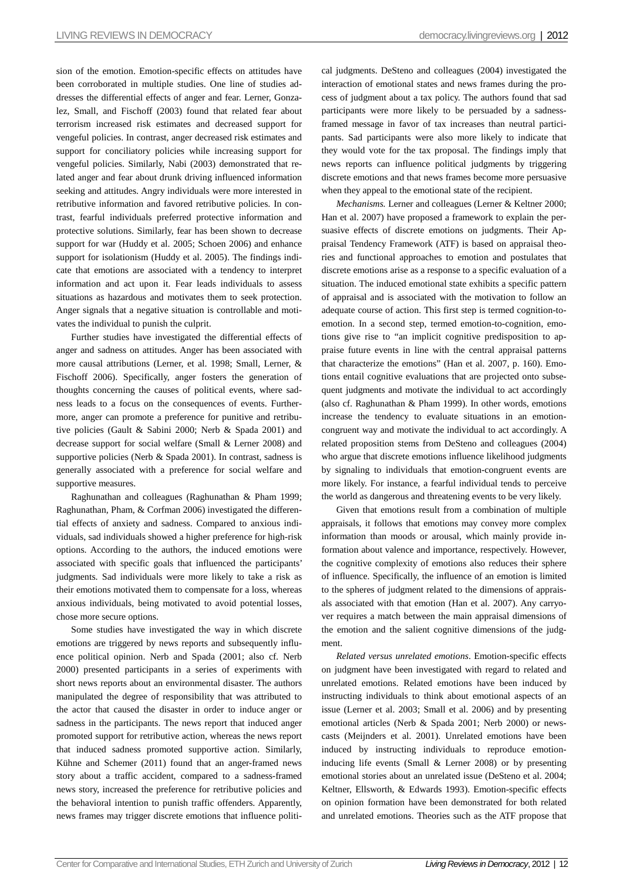sion of the emotion. Emotion-specific effects on attitudes have been corroborated in multiple studies. One line of studies addresses the differential effects of anger and fear. Lerner, Gonzalez, Small, and Fischhoff (2003) found that related fear about terrorism increased risk estimates and decreased support for vengeful policies. In contrast, anger decreased risk estimates and support for conciliatory policies while increasing support for vengeful policies. Similarly, Nabi (2003) demonstrated that related anger and fear about drunk driving influenced information seeking and attitudes. Angry individuals were more interested in retributive information and favored retributive policies. In contrast, fearful individuals preferred protective information and protective solutions. Similarly, fear has been shown to decrease support for war (Huddy et al. 2005; Schoen 2006) and enhance support for isolationism (Huddy et al. 2005). The findings indicate that emotions are associated with a tendency to interpret information and act upon it. Fear leads individuals to assess situations as hazardous and motivates them to seek protection. Anger signals that a negative situation is controllable and motivates the individual to punish the culprit.

Further studies have investigated the differential effects of anger and sadness on attitudes. Anger has been associated with more causal attributions (Lerner, et al. 1998; Small, Lerner, & Fischoff 2006). Specifically, anger fosters the generation of thoughts concerning the causes of political events, where sadness leads to a focus on the consequences of events. Furthermore, anger can promote a preference for punitive and retributive policies (Gault & Sabini 2000; Nerb & Spada 2001) and decrease support for social welfare (Small & Lerner 2008) and supportive policies (Nerb & Spada 2001). In contrast, sadness is generally associated with a preference for social welfare and supportive measures.

Raghunathan and colleagues (Raghunathan & Pham 1999; Raghunathan, Pham, & Corfman 2006) investigated the differential effects of anxiety and sadness. Compared to anxious individuals, sad individuals showed a higher preference for high-risk options. According to the authors, the induced emotions were associated with specific goals that influenced the participants' judgments. Sad individuals were more likely to take a risk as their emotions motivated them to compensate for a loss, whereas anxious individuals, being motivated to avoid potential losses, chose more secure options.

Some studies have investigated the way in which discrete emotions are triggered by news reports and subsequently influence political opinion. Nerb and Spada (2001; also cf. Nerb 2000) presented participants in a series of experiments with short news reports about an environmental disaster. The authors manipulated the degree of responsibility that was attributed to the actor that caused the disaster in order to induce anger or sadness in the participants. The news report that induced anger promoted support for retributive action, whereas the news report that induced sadness promoted supportive action. Similarly, Kühne and Schemer (2011) found that an anger-framed news story about a traffic accident, compared to a sadness-framed news story, increased the preference for retributive policies and the behavioral intention to punish traffic offenders. Apparently, news frames may trigger discrete emotions that influence political judgments. DeSteno and colleagues (2004) investigated the interaction of emotional states and news frames during the process of judgment about a tax policy. The authors found that sad participants were more likely to be persuaded by a sadness-framed message in favor of tax increases than neutral participants. Sad participants were also more likely to indicate that they would vote for the tax proposal. The findings imply that news reports can influence political judgments by triggering discrete emotions and that news frames become more persuasive when they appeal to the emotional state of the recipient.

*Mechanisms.* Lerner and colleagues (Lerner & Keltner 2000; Han et al. 2007) have proposed a framework to explain the persuasive effects of discrete emotions on judgments. Their Appraisal Tendency Framework (ATF) is based on appraisal theories and functional approaches to emotion and postulates that discrete emotions arise as a response to a specific evaluation of a situation. The induced emotional state exhibits a specific pattern of appraisal and is associated with the motivation to follow an adequate course of action. This first step is termed cognition-to-emotion. In a second step, termed emotion-to-cognition, emotions give rise to "an implicit cognitive predisposition to appraise future events in line with the central appraisal patterns that characterize the emotions" (Han et al. 2007, p. 160). Emotions entail cognitive evaluations that are projected onto subsequent judgments and motivate the individual to act accordingly (also cf. Raghunathan & Pham 1999). In other words, emotions increase the tendency to evaluate situations in an emotion-congruent way and motivate the individual to act accordingly. A related proposition stems from DeSteno and colleagues (2004) who argue that discrete emotions influence likelihood judgments by signaling to individuals that emotion-congruent events are more likely. For instance, a fearful individual tends to perceive the world as dangerous and threatening events to be very likely.

Given that emotions result from a combination of multiple appraisals, it follows that emotions may convey more complex information than moods or arousal, which mainly provide information about valence and importance, respectively. However, the cognitive complexity of emotions also reduces their sphere of influence. Specifically, the influence of an emotion is limited to the spheres of judgment related to the dimensions of appraisals associated with that emotion (Han et al. 2007). Any carryover requires a match between the main appraisal dimensions of the emotion and the salient cognitive dimensions of the judgment.

*Related versus unrelated emotions*. Emotion-specific effects on judgment have been investigated with regard to related and unrelated emotions. Related emotions have been induced by instructing individuals to think about emotional aspects of an issue (Lerner et al. 2003; Small et al. 2006) and by presenting emotional articles (Nerb & Spada 2001; Nerb 2000) or newscasts (Meijnders et al. 2001). Unrelated emotions have been induced by instructing individuals to reproduce emotion-inducing life events (Small & Lerner 2008) or by presenting emotional stories about an unrelated issue (DeSteno et al. 2004; Keltner, Ellsworth, & Edwards 1993). Emotion-specific effects on opinion formation have been demonstrated for both related and unrelated emotions. Theories such as the ATF propose that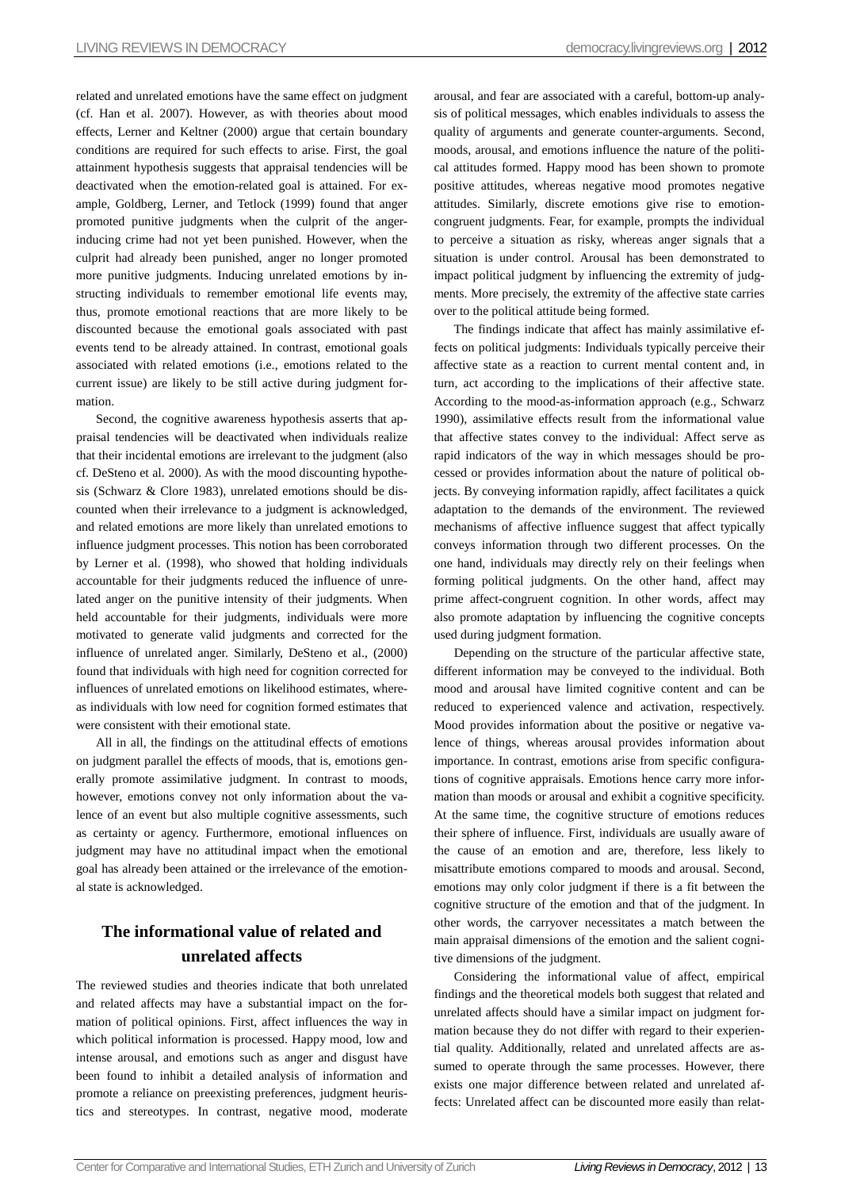related and unrelated emotions have the same effect on judgment (cf. Han et al. 2007). However, as with theories about mood effects, Lerner and Keltner (2000) argue that certain boundary conditions are required for such effects to arise. First, the goal attainment hypothesis suggests that appraisal tendencies will be deactivated when the emotion-related goal is attained. For example, Goldberg, Lerner, and Tetlock (1999) found that anger promoted punitive judgments when the culprit of the anger-inducing crime had not yet been punished. However, when the culprit had already been punished, anger no longer promoted more punitive judgments. Inducing unrelated emotions by instructing individuals to remember emotional life events may, thus, promote emotional reactions that are more likely to be discounted because the emotional goals associated with past events tend to be already attained. In contrast, emotional goals associated with related emotions (i.e., emotions related to the current issue) are likely to be still active during judgment formation.

Second, the cognitive awareness hypothesis asserts that appraisal tendencies will be deactivated when individuals realize that their incidental emotions are irrelevant to the judgment (also cf. DeSteno et al. 2000). As with the mood discounting hypothesis (Schwarz & Clore 1983), unrelated emotions should be discounted when their irrelevance to a judgment is acknowledged, and related emotions are more likely than unrelated emotions to influence judgment processes. This notion has been corroborated by Lerner et al. (1998), who showed that holding individuals accountable for their judgments reduced the influence of unrelated anger on the punitive intensity of their judgments. When held accountable for their judgments, individuals were more motivated to generate valid judgments and corrected for the influence of unrelated anger. Similarly, DeSteno et al., (2000) found that individuals with high need for cognition corrected for influences of unrelated emotions on likelihood estimates, whereas individuals with low need for cognition formed estimates that were consistent with their emotional state.

All in all, the findings on the attitudinal effects of emotions on judgment parallel the effects of moods, that is, emotions generally promote assimilative judgment. In contrast to moods, however, emotions convey not only information about the valence of an event but also multiple cognitive assessments, such as certainty or agency. Furthermore, emotional influences on judgment may have no attitudinal impact when the emotional goal has already been attained or the irrelevance of the emotional state is acknowledged.

## The informational value of related and unrelated affects

The reviewed studies and theories indicate that both unrelated and related affects may have a substantial impact on the formation of political opinions. First, affect influences the way in which political information is processed. Happy mood, low and intense arousal, and emotions such as anger and disgust have been found to inhibit a detailed analysis of information and promote a reliance on preexisting preferences, judgment heuristics and stereotypes. In contrast, negative mood, moderate arousal, and fear are associated with a careful, bottom-up analysis of political messages, which enables individuals to assess the quality of arguments and generate counter-arguments. Second, moods, arousal, and emotions influence the nature of the political attitudes formed. Happy mood has been shown to promote positive attitudes, whereas negative mood promotes negative attitudes. Similarly, discrete emotions give rise to emotion-congruent judgments. Fear, for example, prompts the individual to perceive a situation as risky, whereas anger signals that a situation is under control. Arousal has been demonstrated to impact political judgment by influencing the extremity of judgments. More precisely, the extremity of the affective state carries over to the political attitude being formed.

The findings indicate that affect has mainly assimilative effects on political judgments: Individuals typically perceive their affective state as a reaction to current mental content and, in turn, act according to the implications of their affective state. According to the mood-as-information approach (e.g., Schwarz 1990), assimilative effects result from the informational value that affective states convey to the individual: Affect serve as rapid indicators of the way in which messages should be processed or provides information about the nature of political objects. By conveying information rapidly, affect facilitates a quick adaptation to the demands of the environment. The reviewed mechanisms of affective influence suggest that affect typically conveys information through two different processes. On the one hand, individuals may directly rely on their feelings when forming political judgments. On the other hand, affect may prime affect-congruent cognition. In other words, affect may also promote adaptation by influencing the cognitive concepts used during judgment formation.

Depending on the structure of the particular affective state, different information may be conveyed to the individual. Both mood and arousal have limited cognitive content and can be reduced to experienced valence and activation, respectively. Mood provides information about the positive or negative valence of things, whereas arousal provides information about importance. In contrast, emotions arise from specific configurations of cognitive appraisals. Emotions hence carry more information than moods or arousal and exhibit a cognitive specificity. At the same time, the cognitive structure of emotions reduces their sphere of influence. First, individuals are usually aware of the cause of an emotion and are, therefore, less likely to misattribute emotions compared to moods and arousal. Second, emotions may only color judgment if there is a fit between the cognitive structure of the emotion and that of the judgment. In other words, the carryover necessitates a match between the main appraisal dimensions of the emotion and the salient cognitive dimensions of the judgment.

Considering the informational value of affect, empirical findings and the theoretical models both suggest that related and unrelated affects should have a similar impact on judgment formation because they do not differ with regard to their experiential quality. Additionally, related and unrelated affects are assumed to operate through the same processes. However, there exists one major difference between related and unrelated affects: Unrelated affect can be discounted more easily than relat-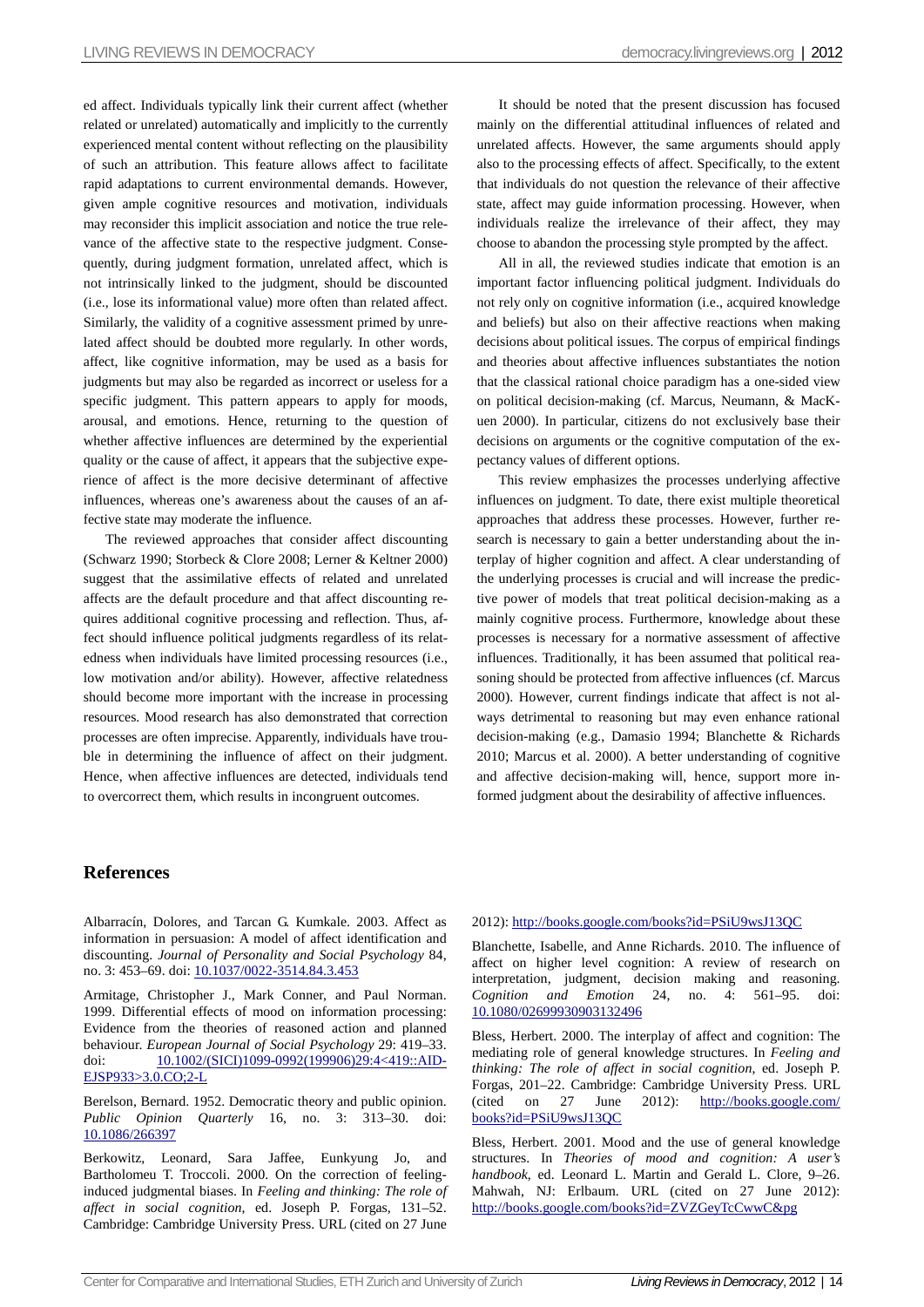ed affect. Individuals typically link their current affect (whether related or unrelated) automatically and implicitly to the currently experienced mental content without reflecting on the plausibility of such an attribution. This feature allows affect to facilitate rapid adaptations to current environmental demands. However, given ample cognitive resources and motivation, individuals may reconsider this implicit association and notice the true relevance of the affective state to the respective judgment. Consequently, during judgment formation, unrelated affect, which is not intrinsically linked to the judgment, should be discounted (i.e., lose its informational value) more often than related affect. Similarly, the validity of a cognitive assessment primed by unrelated affect should be doubted more regularly. In other words, affect, like cognitive information, may be used as a basis for judgments but may also be regarded as incorrect or useless for a specific judgment. This pattern appears to apply for moods, arousal, and emotions. Hence, returning to the question of whether affective influences are determined by the experiential quality or the cause of affect, it appears that the subjective experience of affect is the more decisive determinant of affective influences, whereas one's awareness about the causes of an affective state may moderate the influence.

The reviewed approaches that consider affect discounting (Schwarz 1990; Storbeck & Clore 2008; Lerner & Keltner 2000) suggest that the assimilative effects of related and unrelated affects are the default procedure and that affect discounting requires additional cognitive processing and reflection. Thus, affect should influence political judgments regardless of its relatedness when individuals have limited processing resources (i.e., low motivation and/or ability). However, affective relatedness should become more important with the increase in processing resources. Mood research has also demonstrated that correction processes are often imprecise. Apparently, individuals have trouble in determining the influence of affect on their judgment. Hence, when affective influences are detected, individuals tend to overcorrect them, which results in incongruent outcomes.

It should be noted that the present discussion has focused mainly on the differential attitudinal influences of related and unrelated affects. However, the same arguments should apply also to the processing effects of affect. Specifically, to the extent that individuals do not question the relevance of their affective state, affect may guide information processing. However, when individuals realize the irrelevance of their affect, they may choose to abandon the processing style prompted by the affect.

All in all, the reviewed studies indicate that emotion is an important factor influencing political judgment. Individuals do not rely only on cognitive information (i.e., acquired knowledge and beliefs) but also on their affective reactions when making decisions about political issues. The corpus of empirical findings and theories about affective influences substantiates the notion that the classical rational choice paradigm has a one-sided view on political decision-making (cf. Marcus, Neumann, & MacKuen 2000). In particular, citizens do not exclusively base their decisions on arguments or the cognitive computation of the expectancy values of different options.

This review emphasizes the processes underlying affective influences on judgment. To date, there exist multiple theoretical approaches that address these processes. However, further research is necessary to gain a better understanding about the interplay of higher cognition and affect. A clear understanding of the underlying processes is crucial and will increase the predictive power of models that treat political decision-making as a mainly cognitive process. Furthermore, knowledge about these processes is necessary for a normative assessment of affective influences. Traditionally, it has been assumed that political reasoning should be protected from affective influences (cf. Marcus 2000). However, current findings indicate that affect is not always detrimental to reasoning but may even enhance rational decision-making (e.g., Damasio 1994; Blanchette & Richards 2010; Marcus et al. 2000). A better understanding of cognitive and affective decision-making will, hence, support more informed judgment about the desirability of affective influences.

## References

Albarracín, Dolores, and Tarcan G. Kumkale. 2003. Affect as information in persuasion: A model of affect identification and discounting. *Journal of Personality and Social Psychology* 84, no. 3: 453–69. doi: 10.1037/0022-3514.84.3.453

Armitage, Christopher J., Mark Conner, and Paul Norman. 1999. Differential effects of mood on information processing: Evidence from the theories of reasoned action and planned behaviour. *European Journal of Social Psychology* 29: 419–33. doi: 10.1002/(SICI)1099-0992(199906)29:4<419::AID-EJSP933>3.0.CO;2-L

Berelson, Bernard. 1952. Democratic theory and public opinion. *Public Opinion Quarterly* 16, no. 3: 313–30. doi: 10.1086/266397

Berkowitz, Leonard, Sara Jaffee, Eunkyung Jo, and Bartholomeu T. Troccoli. 2000. On the correction of feeling-induced judgmental biases. In *Feeling and thinking: The role of affect in social cognition*, ed. Joseph P. Forgas, 131–52. Cambridge: Cambridge University Press. URL (cited on 27 June 2012): http://books.google.com/books?id=PSiU9wsJ13QC

Blanchette, Isabelle, and Anne Richards. 2010. The influence of affect on higher level cognition: A review of research on interpretation, judgment, decision making and reasoning. *Cognition and Emotion* 24, no. 4: 561–95. doi: 10.1080/02699930903132496

Bless, Herbert. 2000. The interplay of affect and cognition: The mediating role of general knowledge structures. In *Feeling and thinking: The role of affect in social cognition*, ed. Joseph P. Forgas, 201–22. Cambridge: Cambridge University Press. URL (cited on 27 June 2012): http://books.google.com/books?id=PSiU9wsJ13QC

Bless, Herbert. 2001. Mood and the use of general knowledge structures. In *Theories of mood and cognition: A user's handbook*, ed. Leonard L. Martin and Gerald L. Clore, 9–26. Mahwah, NJ: Erlbaum. URL (cited on 27 June 2012): http://books.google.com/books?id=ZVZGeyTcCwwC&pg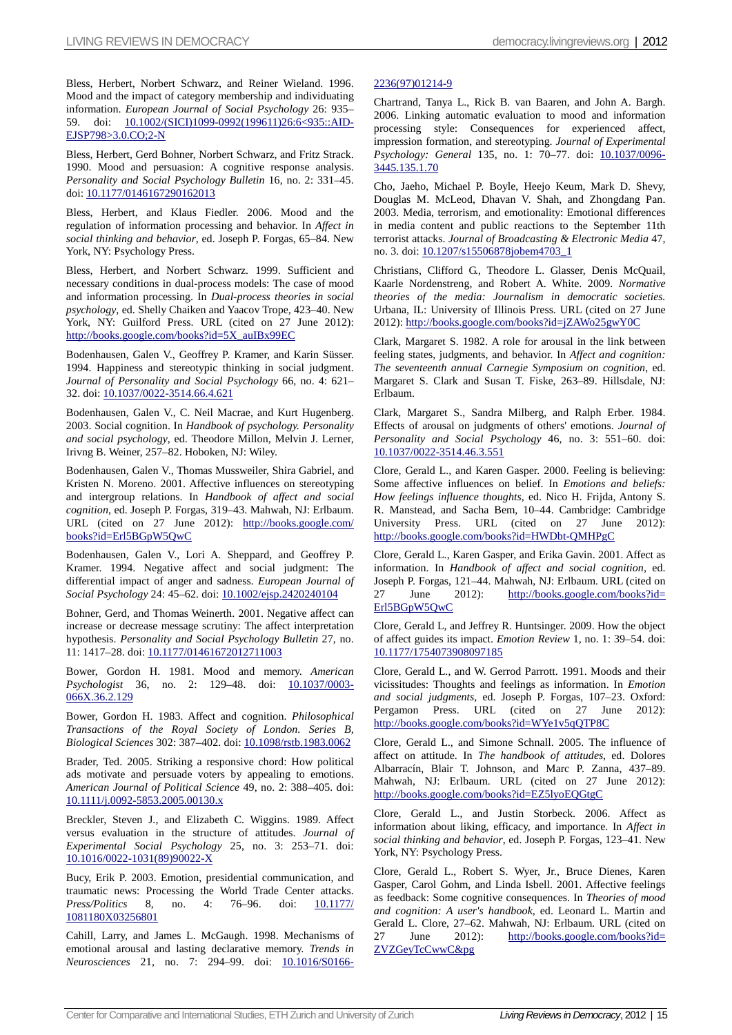Bless, Herbert, Norbert Schwarz, and Reiner Wieland. 1996. Mood and the impact of category membership and individuating information. *European Journal of Social Psychology* 26: 935–59. doi: 10.1002/(SICI)1099-0992(199611)26:6<935::AID-EJSP798>3.0.CO;2-N

Bless, Herbert, Gerd Bohner, Norbert Schwarz, and Fritz Strack. 1990. Mood and persuasion: A cognitive response analysis. *Personality and Social Psychology Bulletin* 16, no. 2: 331–45. doi: 10.1177/0146167290162013

Bless, Herbert, and Klaus Fiedler. 2006. Mood and the regulation of information processing and behavior. In *Affect in social thinking and behavior*, ed. Joseph P. Forgas, 65–84. New York, NY: Psychology Press.

Bless, Herbert, and Norbert Schwarz. 1999. Sufficient and necessary conditions in dual-process models: The case of mood and information processing. In *Dual-process theories in social psychology*, ed. Shelly Chaiken and Yaacov Trope, 423–40. New York, NY: Guilford Press. URL (cited on 27 June 2012): http://books.google.com/books?id=5X_auIBx99EC

Bodenhausen, Galen V., Geoffrey P. Kramer, and Karin Süsser. 1994. Happiness and stereotypic thinking in social judgment. *Journal of Personality and Social Psychology* 66, no. 4: 621–32. doi: 10.1037/0022-3514.66.4.621

Bodenhausen, Galen V., C. Neil Macrae, and Kurt Hugenberg. 2003. Social cognition. In *Handbook of psychology. Personality and social psychology*, ed. Theodore Millon, Melvin J. Lerner, Irivng B. Weiner, 257–82. Hoboken, NJ: Wiley.

Bodenhausen, Galen V., Thomas Mussweiler, Shira Gabriel, and Kristen N. Moreno. 2001. Affective influences on stereotyping and intergroup relations. In *Handbook of affect and social cognition*, ed. Joseph P. Forgas, 319–43. Mahwah, NJ: Erlbaum. URL (cited on 27 June 2012): http://books.google.com/books?id=Erl5BGpW5QwC

Bodenhausen, Galen V., Lori A. Sheppard, and Geoffrey P. Kramer. 1994. Negative affect and social judgment: The differential impact of anger and sadness. *European Journal of Social Psychology* 24: 45–62. doi: 10.1002/ejsp.2420240104

Bohner, Gerd, and Thomas Weinerth. 2001. Negative affect can increase or decrease message scrutiny: The affect interpretation hypothesis. *Personality and Social Psychology Bulletin* 27, no. 11: 1417–28. doi: 10.1177/01461672012711003

Bower, Gordon H. 1981. Mood and memory. *American Psychologist* 36, no. 2: 129–48. doi: 10.1037/0003-066X.36.2.129

Bower, Gordon H. 1983. Affect and cognition. *Philosophical Transactions of the Royal Society of London. Series B, Biological Sciences* 302: 387–402. doi: 10.1098/rstb.1983.0062

Brader, Ted. 2005. Striking a responsive chord: How political ads motivate and persuade voters by appealing to emotions. *American Journal of Political Science* 49, no. 2: 388–405. doi: 10.1111/j.0092-5853.2005.00130.x

Breckler, Steven J., and Elizabeth C. Wiggins. 1989. Affect versus evaluation in the structure of attitudes. *Journal of Experimental Social Psychology* 25, no. 3: 253–71. doi: 10.1016/0022-1031(89)90022-X

Bucy, Erik P. 2003. Emotion, presidential communication, and traumatic news: Processing the World Trade Center attacks. *Press/Politics* 8, no. 4: 76–96. doi: 10.1177/1081180X03256801

Cahill, Larry, and James L. McGaugh. 1998. Mechanisms of emotional arousal and lasting declarative memory. *Trends in Neurosciences* 21, no. 7: 294–99. doi: 10.1016/S0166-2236(97)01214-9

Chartrand, Tanya L., Rick B. van Baaren, and John A. Bargh. 2006. Linking automatic evaluation to mood and information processing style: Consequences for experienced affect, impression formation, and stereotyping. *Journal of Experimental Psychology: General* 135, no. 1: 70–77. doi: 10.1037/0096-3445.135.1.70

Cho, Jaeho, Michael P. Boyle, Heejo Keum, Mark D. Shevy, Douglas M. McLeod, Dhavan V. Shah, and Zhongdang Pan. 2003. Media, terrorism, and emotionality: Emotional differences in media content and public reactions to the September 11th terrorist attacks. *Journal of Broadcasting & Electronic Media* 47, no. 3. doi: 10.1207/s15506878jobem4703_1

Christians, Clifford G., Theodore L. Glasser, Denis McQuail, Kaarle Nordenstreng, and Robert A. White. 2009. *Normative theories of the media: Journalism in democratic societies.* Urbana, IL: University of Illinois Press. URL (cited on 27 June 2012): http://books.google.com/books?id=jZAWo25gwY0C

Clark, Margaret S. 1982. A role for arousal in the link between feeling states, judgments, and behavior. In *Affect and cognition: The seventeenth annual Carnegie Symposium on cognition*, ed. Margaret S. Clark and Susan T. Fiske, 263–89. Hillsdale, NJ: Erlbaum.

Clark, Margaret S., Sandra Milberg, and Ralph Erber. 1984. Effects of arousal on judgments of others' emotions. *Journal of Personality and Social Psychology* 46, no. 3: 551–60. doi: 10.1037/0022-3514.46.3.551

Clore, Gerald L., and Karen Gasper. 2000. Feeling is believing: Some affective influences on belief. In *Emotions and beliefs: How feelings influence thoughts*, ed. Nico H. Frijda, Antony S. R. Manstead, and Sacha Bem, 10–44. Cambridge: Cambridge University Press. URL (cited on 27 June 2012): http://books.google.com/books?id=HWDbt-QMHPgC

Clore, Gerald L., Karen Gasper, and Erika Gavin. 2001. Affect as information. In *Handbook of affect and social cognition*, ed. Joseph P. Forgas, 121–44. Mahwah, NJ: Erlbaum. URL (cited on 27 June 2012): http://books.google.com/books?id=Erl5BGpW5QwC

Clore, Gerald L, and Jeffrey R. Huntsinger. 2009. How the object of affect guides its impact. *Emotion Review* 1, no. 1: 39–54. doi: 10.1177/1754073908097185

Clore, Gerald L., and W. Gerrod Parrott. 1991. Moods and their vicissitudes: Thoughts and feelings as information. In *Emotion and social judgments*, ed. Joseph P. Forgas, 107–23. Oxford: Pergamon Press. URL (cited on 27 June 2012): http://books.google.com/books?id=WYe1v5qQTP8C

Clore, Gerald L., and Simone Schnall. 2005. The influence of affect on attitude. In *The handbook of attitudes*, ed. Dolores Albarracín, Blair T. Johnson, and Marc P. Zanna, 437–89. Mahwah, NJ: Erlbaum. URL (cited on 27 June 2012): http://books.google.com/books?id=EZ5lyoEQGtgC

Clore, Gerald L., and Justin Storbeck. 2006. Affect as information about liking, efficacy, and importance. In *Affect in social thinking and behavior*, ed. Joseph P. Forgas, 123–41. New York, NY: Psychology Press.

Clore, Gerald L., Robert S. Wyer, Jr., Bruce Dienes, Karen Gasper, Carol Gohm, and Linda Isbell. 2001. Affective feelings as feedback: Some cognitive consequences. In *Theories of mood and cognition: A user's handbook*, ed. Leonard L. Martin and Gerald L. Clore, 27–62. Mahwah, NJ: Erlbaum. URL (cited on 27 June 2012): http://books.google.com/books?id=ZVZGeyTcCwwC&pg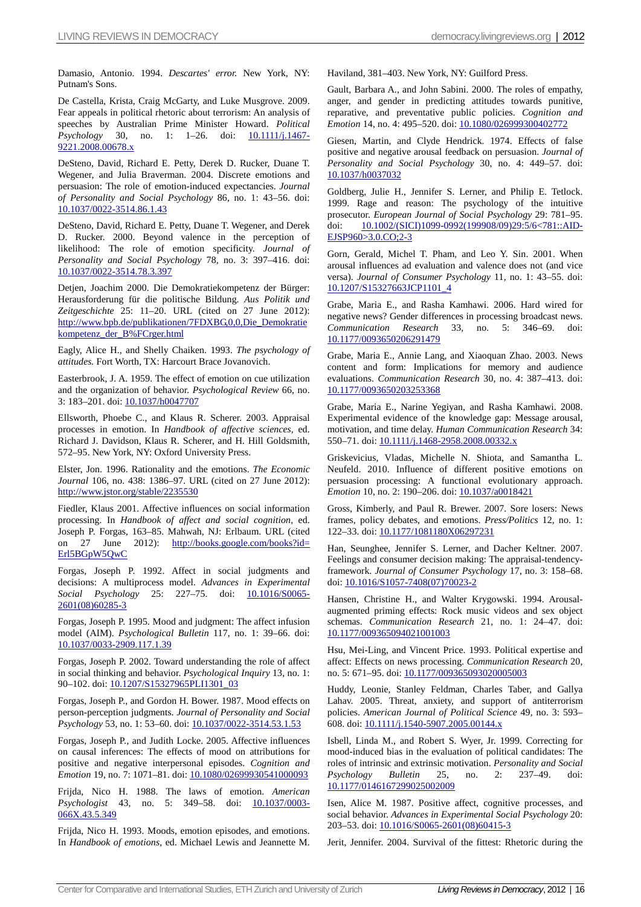Damasio, Antonio. 1994. *Descartes' error.* New York, NY: Putnam's Sons.

De Castella, Krista, Craig McGarty, and Luke Musgrove. 2009. Fear appeals in political rhetoric about terrorism: An analysis of speeches by Australian Prime Minister Howard. *Political Psychology* 30, no. 1: 1–26. doi: 10.1111/j.1467-9221.2008.00678.x

DeSteno, David, Richard E. Petty, Derek D. Rucker, Duane T. Wegener, and Julia Braverman. 2004. Discrete emotions and persuasion: The role of emotion-induced expectancies. *Journal of Personality and Social Psychology* 86, no. 1: 43–56. doi: 10.1037/0022-3514.86.1.43

DeSteno, David, Richard E. Petty, Duane T. Wegener, and Derek D. Rucker. 2000. Beyond valence in the perception of likelihood: The role of emotion specificity. *Journal of Personality and Social Psychology* 78, no. 3: 397–416. doi: 10.1037/0022-3514.78.3.397

Detjen, Joachim 2000. Die Demokratiekompetenz der Bürger: Herausforderung für die politische Bildung. *Aus Politik und Zeitgeschichte* 25: 11–20. URL (cited on 27 June 2012): http://www.bpb.de/publikationen/7FDXBG,0,0,Die_Demokratiekompetenz_der_B%FCrger.html

Eagly, Alice H., and Shelly Chaiken. 1993. *The psychology of attitudes.* Fort Worth, TX: Harcourt Brace Jovanovich.

Easterbrook, J. A. 1959. The effect of emotion on cue utilization and the organization of behavior. *Psychological Review* 66, no. 3: 183–201. doi: 10.1037/h0047707

Ellsworth, Phoebe C., and Klaus R. Scherer. 2003. Appraisal processes in emotion. In *Handbook of affective sciences*, ed. Richard J. Davidson, Klaus R. Scherer, and H. Hill Goldsmith, 572–95. New York, NY: Oxford University Press.

Elster, Jon. 1996. Rationality and the emotions. *The Economic Journal* 106, no. 438: 1386–97. URL (cited on 27 June 2012): http://www.jstor.org/stable/2235530

Fiedler, Klaus 2001. Affective influences on social information processing. In *Handbook of affect and social cognition*, ed. Joseph P. Forgas, 163–85. Mahwah, NJ: Erlbaum. URL (cited on 27 June 2012): http://books.google.com/books?id=Erl5BGpW5QwC

Forgas, Joseph P. 1992. Affect in social judgments and decisions: A multiprocess model. *Advances in Experimental Social Psychology* 25: 227–75. doi: 10.1016/S0065-2601(08)60285-3

Forgas, Joseph P. 1995. Mood and judgment: The affect infusion model (AIM). *Psychological Bulletin* 117, no. 1: 39–66. doi: 10.1037/0033-2909.117.1.39

Forgas, Joseph P. 2002. Toward understanding the role of affect in social thinking and behavior. *Psychological Inquiry* 13, no. 1: 90–102. doi: 10.1207/S15327965PLI1301_03

Forgas, Joseph P., and Gordon H. Bower. 1987. Mood effects on person-perception judgments. *Journal of Personality and Social Psychology* 53, no. 1: 53–60. doi: 10.1037/0022-3514.53.1.53

Forgas, Joseph P., and Judith Locke. 2005. Affective influences on causal inferences: The effects of mood on attributions for positive and negative interpersonal episodes. *Cognition and Emotion* 19, no. 7: 1071–81. doi: 10.1080/02699930541000093

Frijda, Nico H. 1988. The laws of emotion. *American Psychologist* 43, no. 5: 349–58. doi: 10.1037/0003-066X.43.5.349

Frijda, Nico H. 1993. Moods, emotion episodes, and emotions. In *Handbook of emotions*, ed. Michael Lewis and Jeannette M. Haviland, 381–403. New York, NY: Guilford Press.

Gault, Barbara A., and John Sabini. 2000. The roles of empathy, anger, and gender in predicting attitudes towards punitive, reparative, and preventative public policies. *Cognition and Emotion* 14, no. 4: 495–520. doi: 10.1080/026999300402772

Giesen, Martin, and Clyde Hendrick. 1974. Effects of false positive and negative arousal feedback on persuasion. *Journal of Personality and Social Psychology* 30, no. 4: 449–57. doi: 10.1037/h0037032

Goldberg, Julie H., Jennifer S. Lerner, and Philip E. Tetlock. 1999. Rage and reason: The psychology of the intuitive prosecutor. *European Journal of Social Psychology* 29: 781–95. doi: 10.1002/(SICI)1099-0992(199908/09)29:5/6<781::AID-EJSP960>3.0.CO;2-3

Gorn, Gerald, Michel T. Pham, and Leo Y. Sin. 2001. When arousal influences ad evaluation and valence does not (and vice versa). *Journal of Consumer Psychology* 11, no. 1: 43–55. doi: 10.1207/S15327663JCP1101_4

Grabe, Maria E., and Rasha Kamhawi. 2006. Hard wired for negative news? Gender differences in processing broadcast news. *Communication Research* 33, no. 5: 346–69. doi: 10.1177/0093650206291479

Grabe, Maria E., Annie Lang, and Xiaoquan Zhao. 2003. News content and form: Implications for memory and audience evaluations. *Communication Research* 30, no. 4: 387–413. doi: 10.1177/0093650203253368

Grabe, Maria E., Narine Yegiyan, and Rasha Kamhawi. 2008. Experimental evidence of the knowledge gap: Message arousal, motivation, and time delay. *Human Communication Research* 34: 550–71. doi: 10.1111/j.1468-2958.2008.00332.x

Griskevicius, Vladas, Michelle N. Shiota, and Samantha L. Neufeld. 2010. Influence of different positive emotions on persuasion processing: A functional evolutionary approach. *Emotion* 10, no. 2: 190–206. doi: 10.1037/a0018421

Gross, Kimberly, and Paul R. Brewer. 2007. Sore losers: News frames, policy debates, and emotions. *Press/Politics* 12, no. 1: 122–33. doi: 10.1177/1081180X06297231

Han, Seunghee, Jennifer S. Lerner, and Dacher Keltner. 2007. Feelings and consumer decision making: The appraisal-tendency-framework. *Journal of Consumer Psychology* 17, no. 3: 158–68. doi: 10.1016/S1057-7408(07)70023-2

Hansen, Christine H., and Walter Krygowski. 1994. Arousal-augmented priming effects: Rock music videos and sex object schemas. *Communication Research* 21, no. 1: 24–47. doi: 10.1177/009365094021001003

Hsu, Mei-Ling, and Vincent Price. 1993. Political expertise and affect: Effects on news processing. *Communication Research* 20, no. 5: 671–95. doi: 10.1177/009365093020005003

Huddy, Leonie, Stanley Feldman, Charles Taber, and Gallya Lahav. 2005. Threat, anxiety, and support of antiterrorism policies. *American Journal of Political Science* 49, no. 3: 593–608. doi: 10.1111/j.1540-5907.2005.00144.x

Isbell, Linda M., and Robert S. Wyer, Jr. 1999. Correcting for mood-induced bias in the evaluation of political candidates: The roles of intrinsic and extrinsic motivation. *Personality and Social Psychology Bulletin* 25, no. 2: 237–49. doi: 10.1177/0146167299025002009

Isen, Alice M. 1987. Positive affect, cognitive processes, and social behavior. *Advances in Experimental Social Psychology* 20: 203–53. doi: 10.1016/S0065-2601(08)60415-3

Jerit, Jennifer. 2004. Survival of the fittest: Rhetoric during the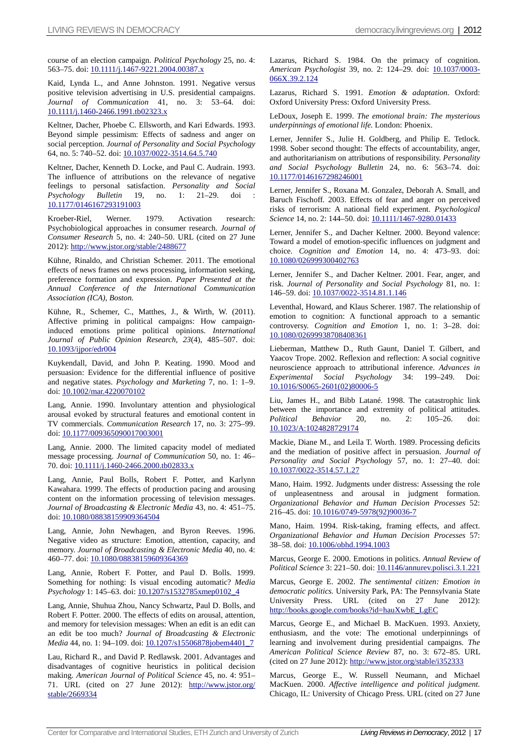course of an election campaign. *Political Psychology* 25, no. 4: 563–75. doi: 10.1111/j.1467-9221.2004.00387.x

Kaid, Lynda L., and Anne Johnston. 1991. Negative versus positive television advertising in U.S. presidential campaigns. *Journal of Communication* 41, no. 3: 53–64. doi: 10.1111/j.1460-2466.1991.tb02323.x

Keltner, Dacher, Phoebe C. Ellsworth, and Kari Edwards. 1993. Beyond simple pessimism: Effects of sadness and anger on social perception. *Journal of Personality and Social Psychology* 64, no. 5: 740–52. doi: 10.1037/0022-3514.64.5.740

Keltner, Dacher, Kenneth D. Locke, and Paul C. Audrain. 1993. The influence of attributions on the relevance of negative feelings to personal satisfaction. *Personality and Social Psychology Bulletin* 19, no. 1: 21–29. doi : 10.1177/0146167293191003

Kroeber-Riel, Werner. 1979. Activation research: Psychobiological approaches in consumer research. *Journal of Consumer Research* 5, no. 4: 240–50. URL (cited on 27 June 2012): http://www.jstor.org/stable/2488677

Kühne, Rinaldo, and Christian Schemer. 2011. The emotional effects of news frames on news processing, information seeking, preference formation and expression. *Paper Presented at the Annual Conference of the International Communication Association (ICA), Boston.*

Kühne, R., Schemer, C., Matthes, J., & Wirth, W. (2011). Affective priming in political campaigns: How campaign-induced emotions prime political opinions. *International Journal of Public Opinion Research*, *23*(4), 485–507. doi: 10.1093/ijpor/edr004

Kuykendall, David, and John P. Keating. 1990. Mood and persuasion: Evidence for the differential influence of positive and negative states. *Psychology and Marketing* 7, no. 1: 1–9. doi: 10.1002/mar.4220070102

Lang, Annie. 1990. Involuntary attention and physiological arousal evoked by structural features and emotional content in TV commercials. *Communication Research* 17, no. 3: 275–99. doi: 10.1177/009365090017003001

Lang, Annie. 2000. The limited capacity model of mediated message processing. *Journal of Communication* 50, no. 1: 46–70. doi: 10.1111/j.1460-2466.2000.tb02833.x

Lang, Annie, Paul Bolls, Robert F. Potter, and Karlynn Kawahara. 1999. The effects of production pacing and arousing content on the information processing of television messages. *Journal of Broadcasting & Electronic Media* 43, no. 4: 451–75. doi: 10.1080/08838159909364504

Lang, Annie, John Newhagen, and Byron Reeves. 1996. Negative video as structure: Emotion, attention, capacity, and memory. *Journal of Broadcasting & Electronic Media* 40, no. 4: 460–77. doi: 10.1080/08838159609364369

Lang, Annie, Robert F. Potter, and Paul D. Bolls. 1999. Something for nothing: Is visual encoding automatic? *Media Psychology* 1: 145–63. doi: 10.1207/s1532785xmep0102_4

Lang, Annie, Shuhua Zhou, Nancy Schwartz, Paul D. Bolls, and Robert F. Potter. 2000. The effects of edits on arousal, attention, and memory for television messages: When an edit is an edit can an edit be too much? *Journal of Broadcasting & Electronic Media* 44, no. 1: 94–109. doi: 10.1207/s15506878jobem4401_7

Lau, Richard R., and David P. Redlawsk. 2001. Advantages and disadvantages of cognitive heuristics in political decision making. *American Journal of Political Science* 45, no. 4: 951–71. URL (cited on 27 June 2012): http://www.jstor.org/stable/2669334

Lazarus, Richard S. 1984. On the primacy of cognition. *American Psychologist* 39, no. 2: 124–29. doi: 10.1037/0003-066X.39.2.124

Lazarus, Richard S. 1991. *Emotion & adaptation.* Oxford: Oxford University Press: Oxford University Press.

LeDoux, Joseph E. 1999. *The emotional brain: The mysterious underpinnings of emotional life.* London: Phoenix.

Lerner, Jennifer S., Julie H. Goldberg, and Philip E. Tetlock. 1998. Sober second thought: The effects of accountability, anger, and authoritarianism on attributions of responsibility. *Personality and Social Psychology Bulletin* 24, no. 6: 563–74. doi: 10.1177/0146167298246001

Lerner, Jennifer S., Roxana M. Gonzalez, Deborah A. Small, and Baruch Fischoff. 2003. Effects of fear and anger on perceived risks of terrorism: A national field experiment. *Psychological Science* 14, no. 2: 144–50. doi: 10.1111/1467-9280.01433

Lerner, Jennifer S., and Dacher Keltner. 2000. Beyond valence: Toward a model of emotion-specific influences on judgment and choice. *Cognition and Emotion* 14, no. 4: 473–93. doi: 10.1080/026999300402763

Lerner, Jennifer S., and Dacher Keltner. 2001. Fear, anger, and risk. *Journal of Personality and Social Psychology* 81, no. 1: 146–59. doi: 10.1037/0022-3514.81.1.146

Leventhal, Howard, and Klaus Scherer. 1987. The relationship of emotion to cognition: A functional approach to a semantic controversy. *Cognition and Emotion* 1, no. 1: 3–28. doi: 10.1080/02699938708408361

Lieberman, Matthew D., Ruth Gaunt, Daniel T. Gilbert, and Yaacov Trope. 2002. Reflexion and reflection: A social cognitive neuroscience approach to attributional inference. *Advances in Experimental Social Psychology* 34: 199–249. Doi: 10.1016/S0065-2601(02)80006-5

Liu, James H., and Bibb Latané. 1998. The catastrophic link between the importance and extremity of political attitudes. *Political Behavior* 20, no. 2: 105–26. doi: 10.1023/A:1024828729174

Mackie, Diane M., and Leila T. Worth. 1989. Processing deficits and the mediation of positive affect in persuasion. *Journal of Personality and Social Psychology* 57, no. 1: 27–40. doi: 10.1037/0022-3514.57.1.27

Mano, Haim. 1992. Judgments under distress: Assessing the role of unpleasantness and arousal in judgment formation. *Organizational Behavior and Human Decision Processes* 52: 216–45. doi: 10.1016/0749-5978(92)90036-7

Mano, Haim. 1994. Risk-taking, framing effects, and affect. *Organizational Behavior and Human Decision Processes* 57: 38–58. doi: 10.1006/obhd.1994.1003

Marcus, George E. 2000. Emotions in politics. *Annual Review of Political Science* 3: 221–50. doi: 10.1146/annurev.polisci.3.1.221

Marcus, George E. 2002. *The sentimental citizen: Emotion in democratic politics.* University Park, PA: The Pennsylvania State University Press. URL (cited on 27 June 2012): http://books.google.com/books?id=hauXwbE_LgEC

Marcus, George E., and Michael B. MacKuen. 1993. Anxiety, enthusiasm, and the vote: The emotional underpinnings of learning and involvement during presidential campaigns. *The American Political Science Review* 87, no. 3: 672–85. URL (cited on 27 June 2012): http://www.jstor.org/stable/i352333

Marcus, George E., W. Russell Neumann, and Michael MacKuen. 2000. *Affective intelligence and political judgment.* Chicago, IL: University of Chicago Press. URL (cited on 27 June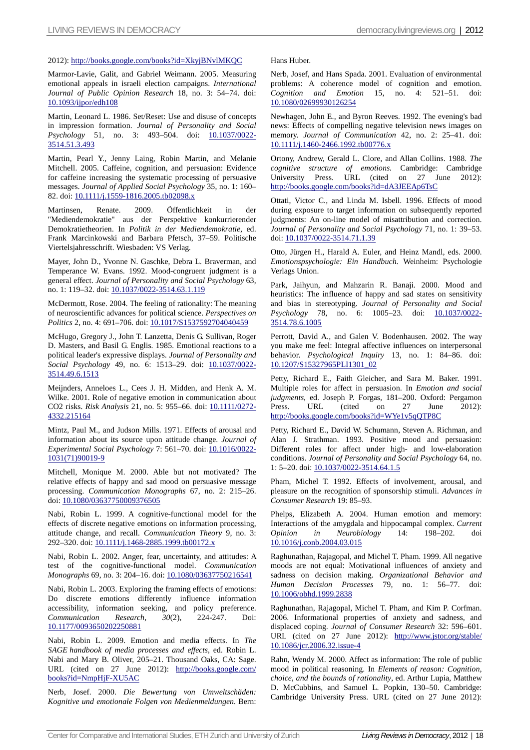2012): http://books.google.com/books?id=XkyjBNvlMKQC

Marmor-Lavie, Galit, and Gabriel Weimann. 2005. Measuring emotional appeals in israeli election campaigns. *International Journal of Public Opinion Research* 18, no. 3: 54–74. doi: 10.1093/ijpor/edh108

Martin, Leonard L. 1986. Set/Reset: Use and disuse of concepts in impression formation. *Journal of Personality and Social Psychology* 51, no. 3: 493–504. doi: 10.1037/0022-3514.51.3.493

Martin, Pearl Y., Jenny Laing, Robin Martin, and Melanie Mitchell. 2005. Caffeine, cognition, and persuasion: Evidence for caffeine increasing the systematic processing of persuasive messages. *Journal of Applied Social Psychology* 35, no. 1: 160–82. doi: 10.1111/j.1559-1816.2005.tb02098.x

Martinsen, Renate. 2009. Öffentlichkeit in der "Mediendemokratie" aus der Perspektive konkurrierender Demokratietheorien. In *Politik in der Mediendemokratie*, ed. Frank Marcinkowski and Barbara Pfetsch, 37–59. Politische Viertelsjahresschrift. Wiesbaden: VS Verlag.

Mayer, John D., Yvonne N. Gaschke, Debra L. Braverman, and Temperance W. Evans. 1992. Mood-congruent judgment is a general effect. *Journal of Personality and Social Psychology* 63, no. 1: 119–32. doi: 10.1037/0022-3514.63.1.119

McDermott, Rose. 2004. The feeling of rationality: The meaning of neuroscientific advances for political science. *Perspectives on Politics* 2, no. 4: 691–706. doi: 10.1017/S1537592704040459

McHugo, Gregory J., John T. Lanzetta, Denis G. Sullivan, Roger D. Masters, and Basil G. Englis. 1985. Emotional reactions to a political leader's expressive displays. *Journal of Personality and Social Psychology* 49, no. 6: 1513–29. doi: 10.1037/0022-3514.49.6.1513

Meijnders, Anneloes L., Cees J. H. Midden, and Henk A. M. Wilke. 2001. Role of negative emotion in communication about CO2 risks. *Risk Analysis* 21, no. 5: 955–66. doi: 10.1111/0272-4332.215164

Mintz, Paul M., and Judson Mills. 1971. Effects of arousal and information about its source upon attitude change. *Journal of Experimental Social Psychology* 7: 561–70. doi: 10.1016/0022-1031(71)90019-9

Mitchell, Monique M. 2000. Able but not motivated? The relative effects of happy and sad mood on persuasive message processing. *Communication Monographs* 67, no. 2: 215–26. doi: 10.1080/03637750009376505

Nabi, Robin L. 1999. A cognitive-functional model for the effects of discrete negative emotions on information processing, attitude change, and recall. *Communication Theory* 9, no. 3: 292–320. doi: 10.1111/j.1468-2885.1999.tb00172.x

Nabi, Robin L. 2002. Anger, fear, uncertainty, and attitudes: A test of the cognitive-functional model. *Communication Monographs* 69, no. 3: 204–16. doi: 10.1080/03637750216541

Nabi, Robin L. 2003. Exploring the framing effects of emotions: Do discrete emotions differently influence information accessibility, information seeking, and policy preference. *Communication Research, 30*(2), 224-247. Doi: 10.1177/0093650202250881

Nabi, Robin L. 2009. Emotion and media effects. In *The SAGE handbook of media processes and effects*, ed. Robin L. Nabi and Mary B. Oliver, 205–21. Thousand Oaks, CA: Sage. URL (cited on 27 June 2012): http://books.google.com/books?id=NmpHjF-XU5AC

Nerb, Josef. 2000. *Die Bewertung von Umweltschäden: Kognitive und emotionale Folgen von Medienmeldungen.* Bern: Hans Huber.

Nerb, Josef, and Hans Spada. 2001. Evaluation of environmental problems: A coherence model of cognition and emotion. *Cognition and Emotion* 15, no. 4: 521–51. doi: 10.1080/02699930126254

Newhagen, John E., and Byron Reeves. 1992. The evening's bad news: Effects of compelling negative television news images on memory. *Journal of Communication* 42, no. 2: 25–41. doi: 10.1111/j.1460-2466.1992.tb00776.x

Ortony, Andrew, Gerald L. Clore, and Allan Collins. 1988. *The cognitive structure of emotions.* Cambridge: Cambridge University Press. URL (cited on 27 June 2012): http://books.google.com/books?id=dA3JEEAp6TsC

Ottati, Victor C., and Linda M. Isbell. 1996. Effects of mood during exposure to target information on subsequently reported judgments: An on-line model of misattribution and correction. *Journal of Personality and Social Psychology* 71, no. 1: 39–53. doi: 10.1037/0022-3514.71.1.39

Otto, Jürgen H., Harald A. Euler, and Heinz Mandl, eds. 2000. *Emotionspsychologie: Ein Handbuch.* Weinheim: Psychologie Verlags Union.

Park, Jaihyun, and Mahzarin R. Banaji. 2000. Mood and heuristics: The influence of happy and sad states on sensitivity and bias in stereotyping. *Journal of Personality and Social Psychology* 78, no. 6: 1005–23. doi: 10.1037/0022-3514.78.6.1005

Perrott, David A., and Galen V. Bodenhausen. 2002. The way you make me feel: Integral affective influences on interpersonal behavior. *Psychological Inquiry* 13, no. 1: 84–86. doi: 10.1207/S15327965PLI1301_02

Petty, Richard E., Faith Gleicher, and Sara M. Baker. 1991. Multiple roles for affect in persuasion. In *Emotion and social judgments*, ed. Joseph P. Forgas, 181–200. Oxford: Pergamon Press. URL (cited on 27 June 2012): http://books.google.com/books?id=WYe1v5qQTP8C

Petty, Richard E., David W. Schumann, Steven A. Richman, and Alan J. Strathman. 1993. Positive mood and persuasion: Different roles for affect under high- and low-elaboration conditions. *Journal of Personality and Social Psychology* 64, no. 1: 5–20. doi: 10.1037/0022-3514.64.1.5

Pham, Michel T. 1992. Effects of involvement, arousal, and pleasure on the recognition of sponsorship stimuli. *Advances in Consumer Research* 19: 85–93.

Phelps, Elizabeth A. 2004. Human emotion and memory: Interactions of the amygdala and hippocampal complex. *Current Opinion in Neurobiology* 14: 198–202. doi 10.1016/j.conb.2004.03.015

Raghunathan, Rajagopal, and Michel T. Pham. 1999. All negative moods are not equal: Motivational influences of anxiety and sadness on decision making. *Organizational Behavior and Human Decision Processes* 79, no. 1: 56–77. doi: 10.1006/obhd.1999.2838

Raghunathan, Rajagopal, Michel T. Pham, and Kim P. Corfman. 2006. Informational properties of anxiety and sadness, and displaced coping. *Journal of Consumer Research* 32: 596–601. URL (cited on 27 June 2012): http://www.jstor.org/stable/10.1086/jcr.2006.32.issue-4

Rahn, Wendy M. 2000. Affect as information: The role of public mood in political reasoning. In *Elements of reason: Cognition, choice, and the bounds of rationality*, ed. Arthur Lupia, Matthew D. McCubbins, and Samuel L. Popkin, 130–50. Cambridge: Cambridge University Press. URL (cited on 27 June 2012):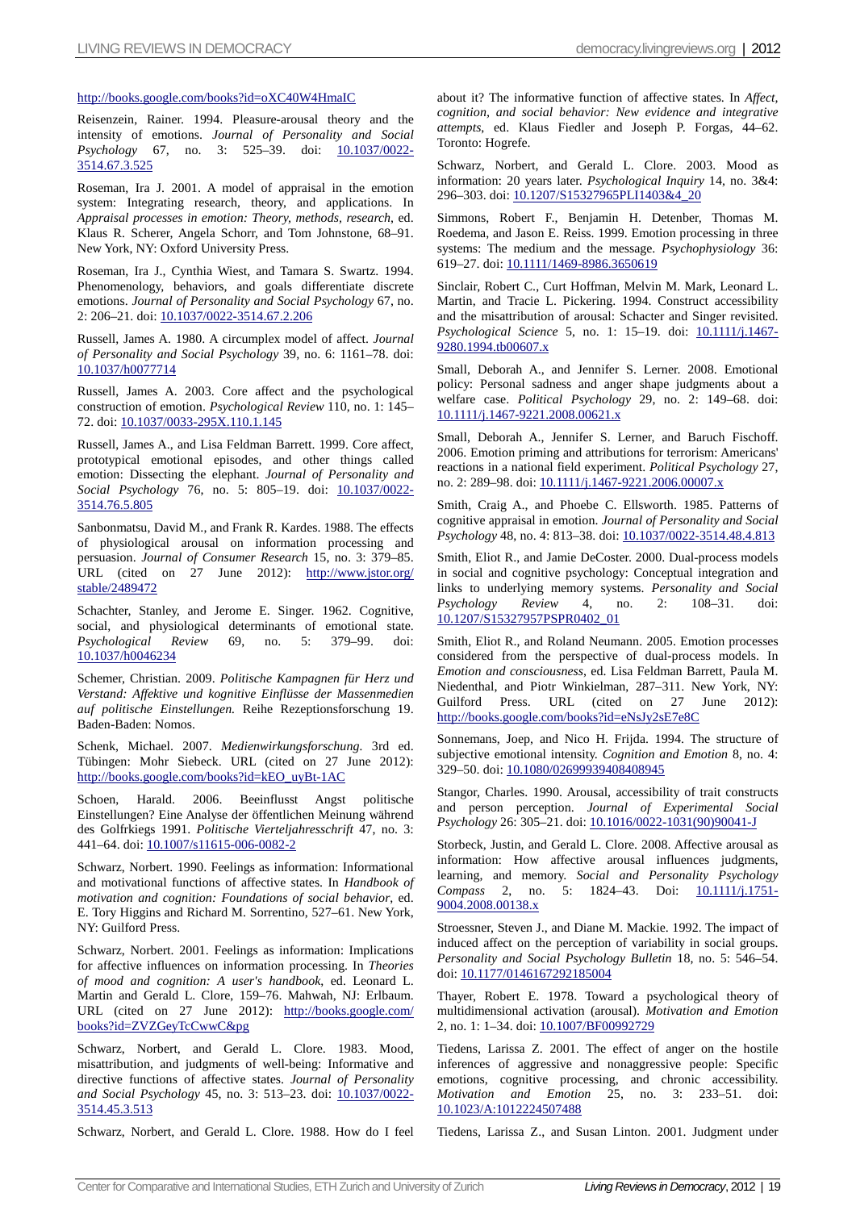http://books.google.com/books?id=oXC40W4HmaIC

Reisenzein, Rainer. 1994. Pleasure-arousal theory and the intensity of emotions. *Journal of Personality and Social Psychology* 67, no. 3: 525–39. doi: 10.1037/0022-3514.67.3.525

Roseman, Ira J. 2001. A model of appraisal in the emotion system: Integrating research, theory, and applications. In *Appraisal processes in emotion: Theory, methods, research*, ed. Klaus R. Scherer, Angela Schorr, and Tom Johnstone, 68–91. New York, NY: Oxford University Press.

Roseman, Ira J., Cynthia Wiest, and Tamara S. Swartz. 1994. Phenomenology, behaviors, and goals differentiate discrete emotions. *Journal of Personality and Social Psychology* 67, no. 2: 206–21. doi: 10.1037/0022-3514.67.2.206

Russell, James A. 1980. A circumplex model of affect. *Journal of Personality and Social Psychology* 39, no. 6: 1161–78. doi: 10.1037/h0077714

Russell, James A. 2003. Core affect and the psychological construction of emotion. *Psychological Review* 110, no. 1: 145–72. doi: 10.1037/0033-295X.110.1.145

Russell, James A., and Lisa Feldman Barrett. 1999. Core affect, prototypical emotional episodes, and other things called emotion: Dissecting the elephant. *Journal of Personality and Social Psychology* 76, no. 5: 805–19. doi: 10.1037/0022-3514.76.5.805

Sanbonmatsu, David M., and Frank R. Kardes. 1988. The effects of physiological arousal on information processing and persuasion. *Journal of Consumer Research* 15, no. 3: 379–85. URL (cited on 27 June 2012): http://www.jstor.org/stable/2489472

Schachter, Stanley, and Jerome E. Singer. 1962. Cognitive, social, and physiological determinants of emotional state. *Psychological Review* 69, no. 5: 379–99. doi: 10.1037/h0046234

Schemer, Christian. 2009. *Politische Kampagnen für Herz und Verstand: Affektive und kognitive Einflüsse der Massenmedien auf politische Einstellungen.* Reihe Rezeptionsforschung 19. Baden-Baden: Nomos.

Schenk, Michael. 2007. *Medienwirkungsforschung.* 3rd ed. Tübingen: Mohr Siebeck. URL (cited on 27 June 2012): http://books.google.com/books?id=kEO_uyBt-1AC

Schoen, Harald. 2006. Beeinflusst Angst politische Einstellungen? Eine Analyse der öffentlichen Meinung während des Golfkriegs 1991. *Politische Vierteljahresschrift* 47, no. 3: 441–64. doi: 10.1007/s11615-006-0082-2

Schwarz, Norbert. 1990. Feelings as information: Informational and motivational functions of affective states. In *Handbook of motivation and cognition: Foundations of social behavior*, ed. E. Tory Higgins and Richard M. Sorrentino, 527–61. New York, NY: Guilford Press.

Schwarz, Norbert. 2001. Feelings as information: Implications for affective influences on information processing. In *Theories of mood and cognition: A user's handbook*, ed. Leonard L. Martin and Gerald L. Clore, 159–76. Mahwah, NJ: Erlbaum. URL (cited on 27 June 2012): http://books.google.com/books?id=ZVZGeyTcCwwC&pg

Schwarz, Norbert, and Gerald L. Clore. 1983. Mood, misattribution, and judgments of well-being: Informative and directive functions of affective states. *Journal of Personality and Social Psychology* 45, no. 3: 513–23. doi: 10.1037/0022-3514.45.3.513

Schwarz, Norbert, and Gerald L. Clore. 1988. How do I feel about it? The informative function of affective states. In *Affect, cognition, and social behavior: New evidence and integrative attempts*, ed. Klaus Fiedler and Joseph P. Forgas, 44–62. Toronto: Hogrefe.

Schwarz, Norbert, and Gerald L. Clore. 2003. Mood as information: 20 years later. *Psychological Inquiry* 14, no. 3&4: 296–303. doi: 10.1207/S15327965PLI1403&4_20

Simmons, Robert F., Benjamin H. Detenber, Thomas M. Roedema, and Jason E. Reiss. 1999. Emotion processing in three systems: The medium and the message. *Psychophysiology* 36: 619–27. doi: 10.1111/1469-8986.3650619

Sinclair, Robert C., Curt Hoffman, Melvin M. Mark, Leonard L. Martin, and Tracie L. Pickering. 1994. Construct accessibility and the misattribution of arousal: Schacter and Singer revisited. *Psychological Science* 5, no. 1: 15–19. doi: 10.1111/j.1467-9280.1994.tb00607.x

Small, Deborah A., and Jennifer S. Lerner. 2008. Emotional policy: Personal sadness and anger shape judgments about a welfare case. *Political Psychology* 29, no. 2: 149–68. doi: 10.1111/j.1467-9221.2008.00621.x

Small, Deborah A., Jennifer S. Lerner, and Baruch Fischoff. 2006. Emotion priming and attributions for terrorism: Americans' reactions in a national field experiment. *Political Psychology* 27, no. 2: 289–98. doi: 10.1111/j.1467-9221.2006.00007.x

Smith, Craig A., and Phoebe C. Ellsworth. 1985. Patterns of cognitive appraisal in emotion. *Journal of Personality and Social Psychology* 48, no. 4: 813–38. doi: 10.1037/0022-3514.48.4.813

Smith, Eliot R., and Jamie DeCoster. 2000. Dual-process models in social and cognitive psychology: Conceptual integration and links to underlying memory systems. *Personality and Social Psychology Review* 4, no. 2: 108–31. doi: 10.1207/S15327957PSPR0402_01

Smith, Eliot R., and Roland Neumann. 2005. Emotion processes considered from the perspective of dual-process models. In *Emotion and consciousness*, ed. Lisa Feldman Barrett, Paula M. Niedenthal, and Piotr Winkielman, 287–311. New York, NY: Guilford Press. URL (cited on 27 June 2012): http://books.google.com/books?id=eNsJy2sE7e8C

Sonnemans, Joep, and Nico H. Frijda. 1994. The structure of subjective emotional intensity. *Cognition and Emotion* 8, no. 4: 329–50. doi: 10.1080/02699939408408945

Stangor, Charles. 1990. Arousal, accessibility of trait constructs and person perception. *Journal of Experimental Social Psychology* 26: 305–21. doi: 10.1016/0022-1031(90)90041-J

Storbeck, Justin, and Gerald L. Clore. 2008. Affective arousal as information: How affective arousal influences judgments, learning, and memory. *Social and Personality Psychology Compass* 2, no. 5: 1824–43. Doi: 10.1111/j.1751-9004.2008.00138.x

Stroessner, Steven J., and Diane M. Mackie. 1992. The impact of induced affect on the perception of variability in social groups. *Personality and Social Psychology Bulletin* 18, no. 5: 546–54. doi: 10.1177/0146167292185004

Thayer, Robert E. 1978. Toward a psychological theory of multidimensional activation (arousal). *Motivation and Emotion* 2, no. 1: 1–34. doi: 10.1007/BF00992729

Tiedens, Larissa Z. 2001. The effect of anger on the hostile inferences of aggressive and nonaggressive people: Specific emotions, cognitive processing, and chronic accessibility. *Motivation and Emotion* 25, no. 3: 233–51. doi: 10.1023/A:1012224507488

Tiedens, Larissa Z., and Susan Linton. 2001. Judgment under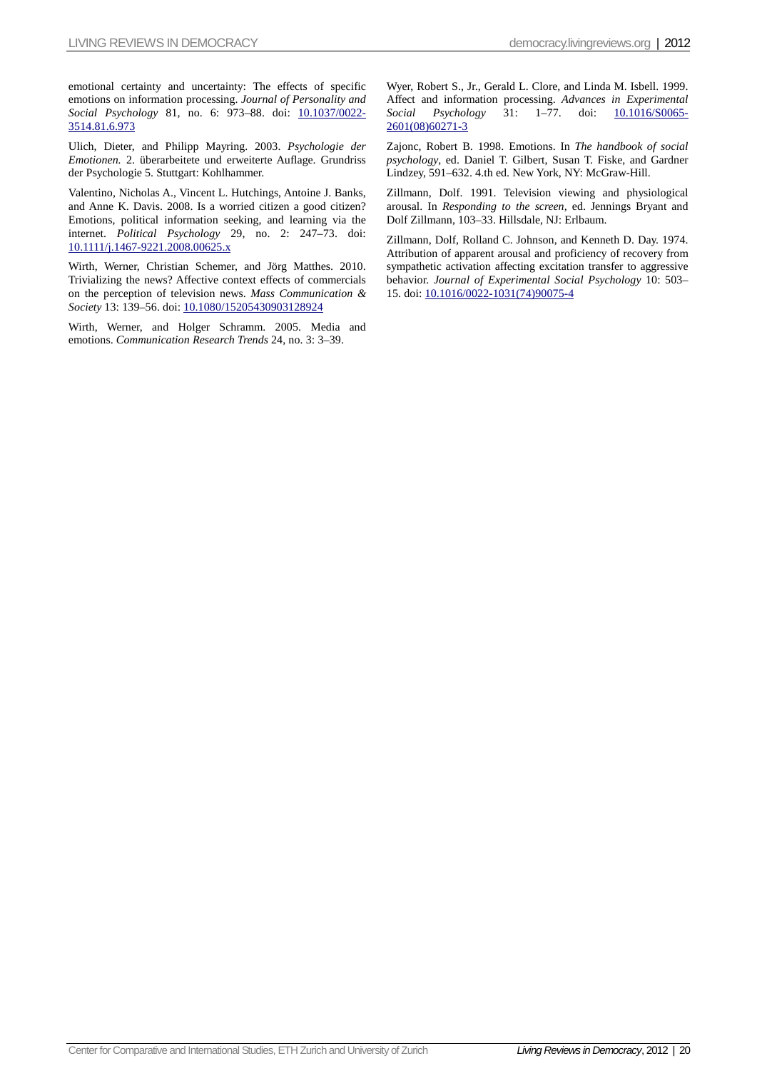emotional certainty and uncertainty: The effects of specific emotions on information processing. *Journal of Personality and Social Psychology* 81, no. 6: 973–88. doi: 10.1037/0022-3514.81.6.973

Ulich, Dieter, and Philipp Mayring. 2003. *Psychologie der Emotionen.* 2. überarbeitete und erweiterte Auflage. Grundriss der Psychologie 5. Stuttgart: Kohlhammer.

Valentino, Nicholas A., Vincent L. Hutchings, Antoine J. Banks, and Anne K. Davis. 2008. Is a worried citizen a good citizen? Emotions, political information seeking, and learning via the internet. *Political Psychology* 29, no. 2: 247–73. doi: 10.1111/j.1467-9221.2008.00625.x

Wirth, Werner, Christian Schemer, and Jörg Matthes. 2010. Trivializing the news? Affective context effects of commercials on the perception of television news. *Mass Communication & Society* 13: 139–56. doi: 10.1080/15205430903128924

Wirth, Werner, and Holger Schramm. 2005. Media and emotions. *Communication Research Trends* 24, no. 3: 3–39.

Wyer, Robert S., Jr., Gerald L. Clore, and Linda M. Isbell. 1999. Affect and information processing. *Advances in Experimental Social Psychology* 31: 1–77. doi: 10.1016/S0065-2601(08)60271-3

Zajonc, Robert B. 1998. Emotions. In *The handbook of social psychology*, ed. Daniel T. Gilbert, Susan T. Fiske, and Gardner Lindzey, 591–632. 4.th ed. New York, NY: McGraw-Hill.

Zillmann, Dolf. 1991. Television viewing and physiological arousal. In *Responding to the screen*, ed. Jennings Bryant and Dolf Zillmann, 103–33. Hillsdale, NJ: Erlbaum.

Zillmann, Dolf, Rolland C. Johnson, and Kenneth D. Day. 1974. Attribution of apparent arousal and proficiency of recovery from sympathetic activation affecting excitation transfer to aggressive behavior. *Journal of Experimental Social Psychology* 10: 503–15. doi: 10.1016/0022-1031(74)90075-4